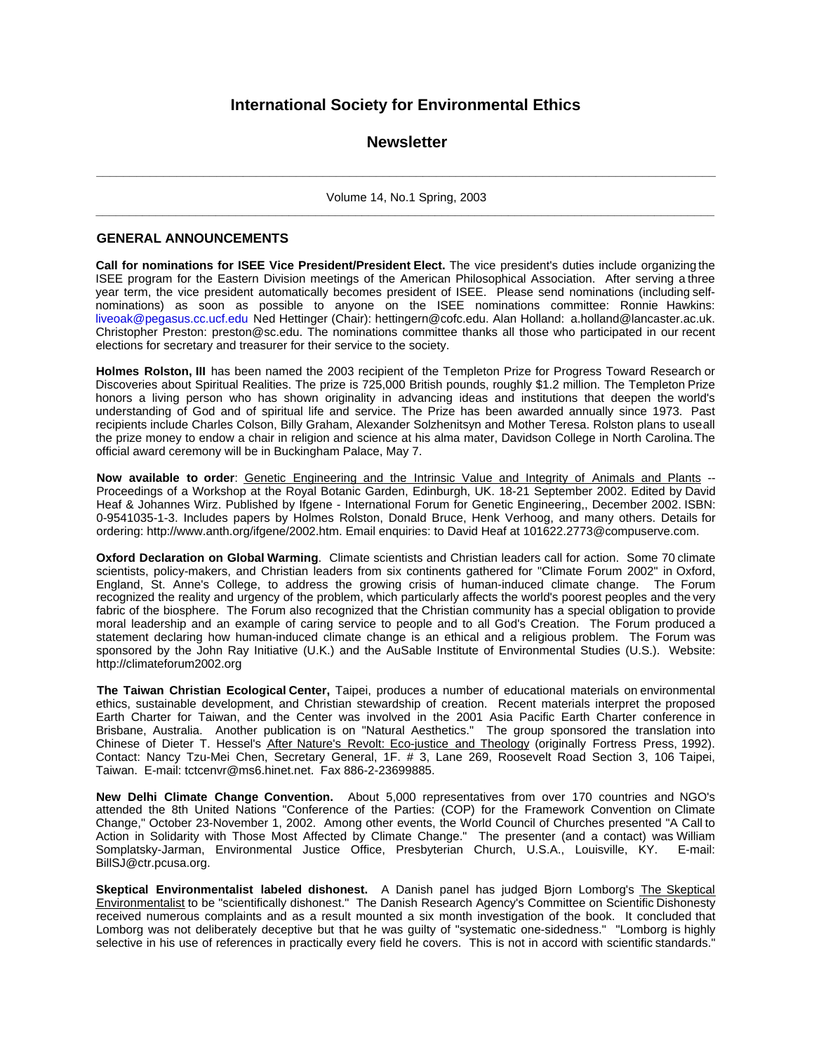# International Society for Environmental Ethics

## Newsletter

---

Volume 14, No.1 Spring, 2003

---

### GENERAL ANNOUNCEMENTS

**Call for nominations for ISEE Vice President/President Elect.** The vice president's duties include organizing the ISEE program for the Eastern Division meetings of the American Philosophical Association. After serving a three year term, the vice president automatically becomes president of ISEE. Please send nominations (including self-nominations) as soon as possible to anyone on the ISEE nominations committee: Ronnie Hawkins: liveoak@pegasus.cc.ucf.edu Ned Hettinger (Chair): hettingern@cofc.edu. Alan Holland: a.holland@lancaster.ac.uk. Christopher Preston: preston@sc.edu. The nominations committee thanks all those who participated in our recent elections for secretary and treasurer for their service to the society.

**Holmes Rolston, III** has been named the 2003 recipient of the Templeton Prize for Progress Toward Research or Discoveries about Spiritual Realities. The prize is 725,000 British pounds, roughly $1.2 million. The Templeton Prize honors a living person who has shown originality in advancing ideas and institutions that deepen the world's understanding of God and of spiritual life and service. The Prize has been awarded annually since 1973. Past recipients include Charles Colson, Billy Graham, Alexander Solzhenitsyn and Mother Teresa. Rolston plans to use all the prize money to endow a chair in religion and science at his alma mater, Davidson College in North Carolina. The official award ceremony will be in Buckingham Palace, May 7.

**Now available to order**: Genetic Engineering and the Intrinsic Value and Integrity of Animals and Plants -- Proceedings of a Workshop at the Royal Botanic Garden, Edinburgh, UK. 18-21 September 2002. Edited by David Heaf & Johannes Wirz. Published by Ifgene - International Forum for Genetic Engineering,, December 2002. ISBN: 0-9541035-1-3. Includes papers by Holmes Rolston, Donald Bruce, Henk Verhoog, and many others. Details for ordering: http://www.anth.org/ifgene/2002.htm. Email enquiries: to David Heaf at 101622.2773@compuserve.com.

**Oxford Declaration on Global Warming**. Climate scientists and Christian leaders call for action. Some 70 climate scientists, policy-makers, and Christian leaders from six continents gathered for "Climate Forum 2002" in Oxford, England, St. Anne's College, to address the growing crisis of human-induced climate change. The Forum recognized the reality and urgency of the problem, which particularly affects the world's poorest peoples and the very fabric of the biosphere. The Forum also recognized that the Christian community has a special obligation to provide moral leadership and an example of caring service to people and to all God's Creation. The Forum produced a statement declaring how human-induced climate change is an ethical and a religious problem. The Forum was sponsored by the John Ray Initiative (U.K.) and the AuSable Institute of Environmental Studies (U.S.). Website: http://climateforum2002.org

**The Taiwan Christian Ecological Center,** Taipei, produces a number of educational materials on environmental ethics, sustainable development, and Christian stewardship of creation. Recent materials interpret the proposed Earth Charter for Taiwan, and the Center was involved in the 2001 Asia Pacific Earth Charter conference in Brisbane, Australia. Another publication is on "Natural Aesthetics." The group sponsored the translation into Chinese of Dieter T. Hessel's After Nature's Revolt: Eco-justice and Theology (originally Fortress Press, 1992). Contact: Nancy Tzu-Mei Chen, Secretary General, 1F. # 3, Lane 269, Roosevelt Road Section 3, 106 Taipei, Taiwan. E-mail: tctcenvr@ms6.hinet.net. Fax 886-2-23699885.

**New Delhi Climate Change Convention.** About 5,000 representatives from over 170 countries and NGO's attended the 8th United Nations "Conference of the Parties: (COP) for the Framework Convention on Climate Change," October 23-November 1, 2002. Among other events, the World Council of Churches presented "A Call to Action in Solidarity with Those Most Affected by Climate Change." The presenter (and a contact) was William Somplatsky-Jarman, Environmental Justice Office, Presbyterian Church, U.S.A., Louisville, KY. E-mail: BillSJ@ctr.pcusa.org.

**Skeptical Environmentalist labeled dishonest.** A Danish panel has judged Bjorn Lomborg's The Skeptical Environmentalist to be "scientifically dishonest." The Danish Research Agency's Committee on Scientific Dishonesty received numerous complaints and as a result mounted a six month investigation of the book. It concluded that Lomborg was not deliberately deceptive but that he was guilty of "systematic one-sidedness." "Lomborg is highly selective in his use of references in practically every field he covers. This is not in accord with scientific standards."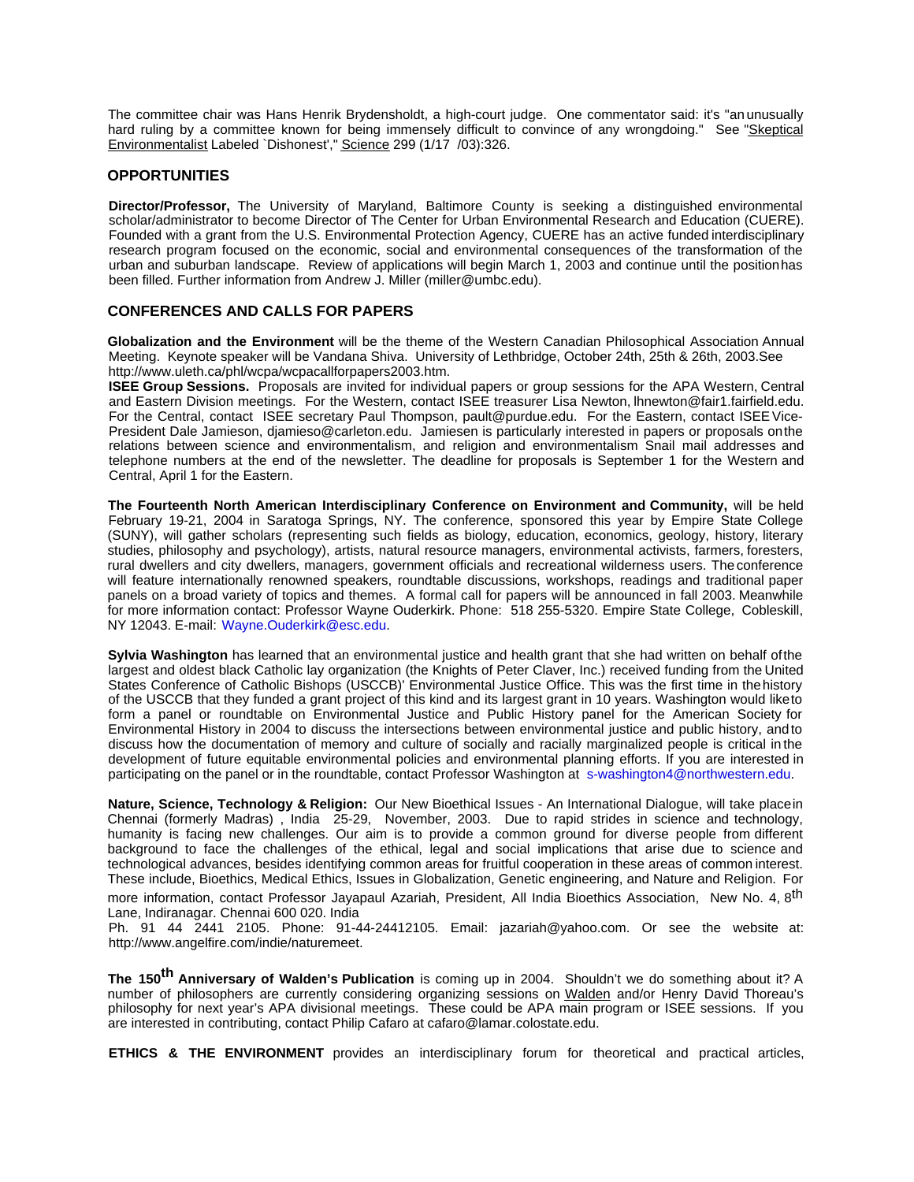The committee chair was Hans Henrik Brydensholdt, a high-court judge. One commentator said: it's "an unusually hard ruling by a committee known for being immensely difficult to convince of any wrongdoing." See "Skeptical Environmentalist Labeled `Dishonest'," Science 299 (1/17 /03):326.

## OPPORTUNITIES

**Director/Professor,** The University of Maryland, Baltimore County is seeking a distinguished environmental scholar/administrator to become Director of The Center for Urban Environmental Research and Education (CUERE). Founded with a grant from the U.S. Environmental Protection Agency, CUERE has an active funded interdisciplinary research program focused on the economic, social and environmental consequences of the transformation of the urban and suburban landscape. Review of applications will begin March 1, 2003 and continue until the position has been filled. Further information from Andrew J. Miller (miller@umbc.edu).

## CONFERENCES AND CALLS FOR PAPERS

**Globalization and the Environment** will be the theme of the Western Canadian Philosophical Association Annual Meeting. Keynote speaker will be Vandana Shiva. University of Lethbridge, October 24th, 25th & 26th, 2003.See http://www.uleth.ca/phl/wcpa/wcpacallforpapers2003.htm.

**ISEE Group Sessions.** Proposals are invited for individual papers or group sessions for the APA Western, Central and Eastern Division meetings. For the Western, contact ISEE treasurer Lisa Newton, lhnewton@fair1.fairfield.edu. For the Central, contact ISEE secretary Paul Thompson, pault@purdue.edu. For the Eastern, contact ISEE Vice-President Dale Jamieson, djamieso@carleton.edu. Jamiesen is particularly interested in papers or proposals on the relations between science and environmentalism, and religion and environmentalism Snail mail addresses and telephone numbers at the end of the newsletter. The deadline for proposals is September 1 for the Western and Central, April 1 for the Eastern.

**The Fourteenth North American Interdisciplinary Conference on Environment and Community,** will be held February 19-21, 2004 in Saratoga Springs, NY. The conference, sponsored this year by Empire State College (SUNY), will gather scholars (representing such fields as biology, education, economics, geology, history, literary studies, philosophy and psychology), artists, natural resource managers, environmental activists, farmers, foresters, rural dwellers and city dwellers, managers, government officials and recreational wilderness users. The conference will feature internationally renowned speakers, roundtable discussions, workshops, readings and traditional paper panels on a broad variety of topics and themes. A formal call for papers will be announced in fall 2003. Meanwhile for more information contact: Professor Wayne Ouderkirk. Phone: 518 255-5320. Empire State College, Cobleskill, NY 12043. E-mail: Wayne.Ouderkirk@esc.edu.

**Sylvia Washington** has learned that an environmental justice and health grant that she had written on behalf of the largest and oldest black Catholic lay organization (the Knights of Peter Claver, Inc.) received funding from the United States Conference of Catholic Bishops (USCCB)' Environmental Justice Office. This was the first time in the history of the USCCB that they funded a grant project of this kind and its largest grant in 10 years. Washington would like to form a panel or roundtable on Environmental Justice and Public History panel for the American Society for Environmental History in 2004 to discuss the intersections between environmental justice and public history, and to discuss how the documentation of memory and culture of socially and racially marginalized people is critical in the development of future equitable environmental policies and environmental planning efforts. If you are interested in participating on the panel or in the roundtable, contact Professor Washington at s-washington4@northwestern.edu.

**Nature, Science, Technology & Religion:** Our New Bioethical Issues - An International Dialogue, will take place in Chennai (formerly Madras) , India 25-29, November, 2003. Due to rapid strides in science and technology, humanity is facing new challenges. Our aim is to provide a common ground for diverse people from different background to face the challenges of the ethical, legal and social implications that arise due to science and technological advances, besides identifying common areas for fruitful cooperation in these areas of common interest. These include, Bioethics, Medical Ethics, Issues in Globalization, Genetic engineering, and Nature and Religion. For more information, contact Professor Jayapaul Azariah, President, All India Bioethics Association, New No. 4, 8th Lane, Indiranagar. Chennai 600 020. India
Ph. 91 44 2441 2105. Phone: 91-44-24412105. Email: jazariah@yahoo.com. Or see the website at: http://www.angelfire.com/indie/naturemeet.

**The 150th Anniversary of Walden's Publication** is coming up in 2004. Shouldn't we do something about it? A number of philosophers are currently considering organizing sessions on Walden and/or Henry David Thoreau's philosophy for next year's APA divisional meetings. These could be APA main program or ISEE sessions. If you are interested in contributing, contact Philip Cafaro at cafaro@lamar.colostate.edu.

**ETHICS & THE ENVIRONMENT** provides an interdisciplinary forum for theoretical and practical articles,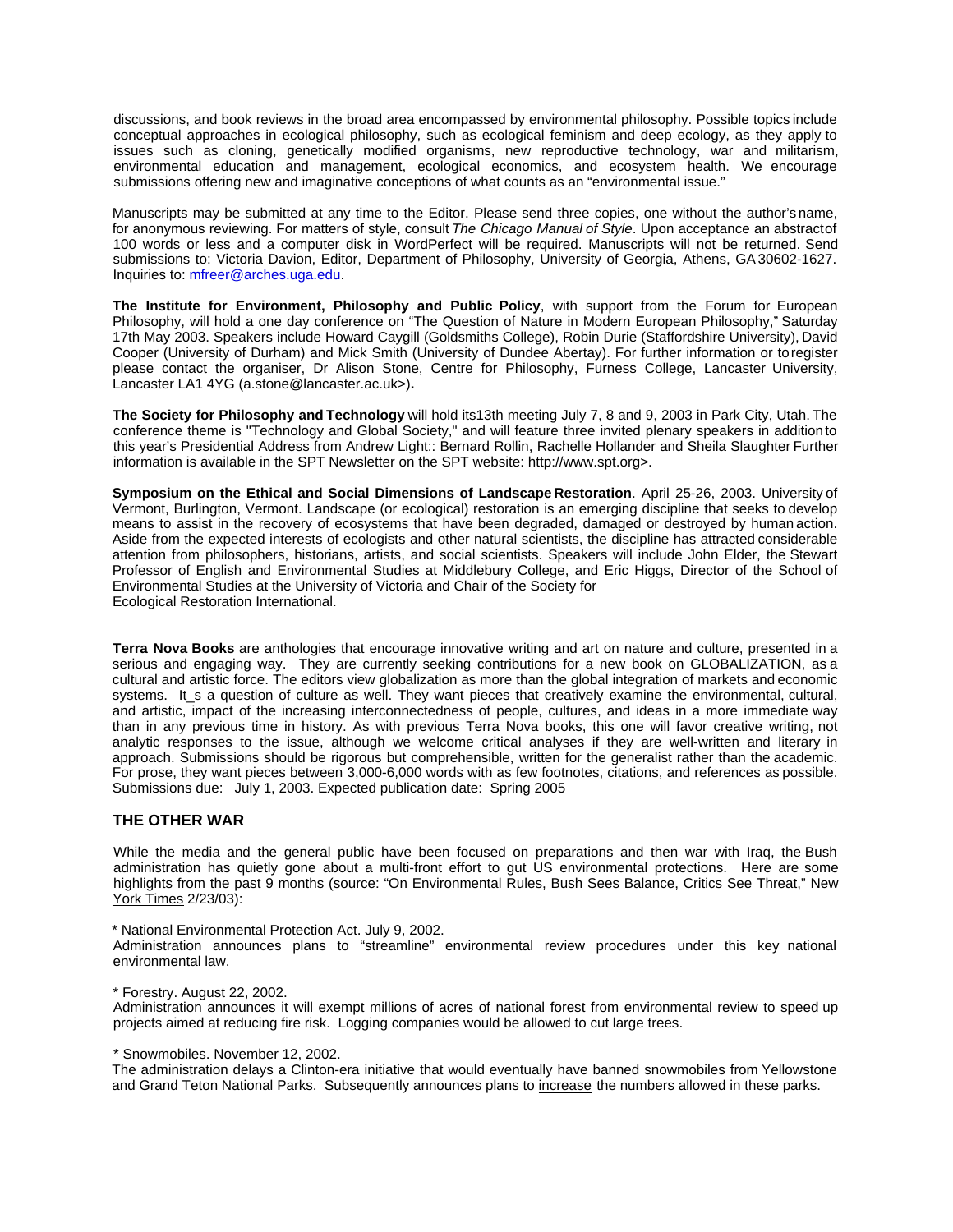discussions, and book reviews in the broad area encompassed by environmental philosophy. Possible topics include conceptual approaches in ecological philosophy, such as ecological feminism and deep ecology, as they apply to issues such as cloning, genetically modified organisms, new reproductive technology, war and militarism, environmental education and management, ecological economics, and ecosystem health. We encourage submissions offering new and imaginative conceptions of what counts as an "environmental issue."

Manuscripts may be submitted at any time to the Editor. Please send three copies, one without the author's name, for anonymous reviewing. For matters of style, consult *The Chicago Manual of Style*. Upon acceptance an abstract of 100 words or less and a computer disk in WordPerfect will be required. Manuscripts will not be returned. Send submissions to: Victoria Davion, Editor, Department of Philosophy, University of Georgia, Athens, GA 30602-1627. Inquiries to: mfreer@arches.uga.edu.

**The Institute for Environment, Philosophy and Public Policy**, with support from the Forum for European Philosophy, will hold a one day conference on "The Question of Nature in Modern European Philosophy," Saturday 17th May 2003. Speakers include Howard Caygill (Goldsmiths College), Robin Durie (Staffordshire University), David Cooper (University of Durham) and Mick Smith (University of Dundee Abertay). For further information or to register please contact the organiser, Dr Alison Stone, Centre for Philosophy, Furness College, Lancaster University, Lancaster LA1 4YG (a.stone@lancaster.ac.uk>)**.**

**The Society for Philosophy and Technology** will hold its13th meeting July 7, 8 and 9, 2003 in Park City, Utah. The conference theme is "Technology and Global Society," and will feature three invited plenary speakers in addition to this year's Presidential Address from Andrew Light:: Bernard Rollin, Rachelle Hollander and Sheila Slaughter Further information is available in the SPT Newsletter on the SPT website: http://www.spt.org>.

**Symposium on the Ethical and Social Dimensions of Landscape Restoration**. April 25-26, 2003. University of Vermont, Burlington, Vermont. Landscape (or ecological) restoration is an emerging discipline that seeks to develop means to assist in the recovery of ecosystems that have been degraded, damaged or destroyed by human action. Aside from the expected interests of ecologists and other natural scientists, the discipline has attracted considerable attention from philosophers, historians, artists, and social scientists. Speakers will include John Elder, the Stewart Professor of English and Environmental Studies at Middlebury College, and Eric Higgs, Director of the School of Environmental Studies at the University of Victoria and Chair of the Society for Ecological Restoration International.

**Terra Nova Books** are anthologies that encourage innovative writing and art on nature and culture, presented in a serious and engaging way. They are currently seeking contributions for a new book on GLOBALIZATION, as a cultural and artistic force. The editors view globalization as more than the global integration of markets and economic systems. It_s a question of culture as well. They want pieces that creatively examine the environmental, cultural, and artistic, impact of the increasing interconnectedness of people, cultures, and ideas in a more immediate way than in any previous time in history. As with previous Terra Nova books, this one will favor creative writing, not analytic responses to the issue, although we welcome critical analyses if they are well-written and literary in approach. Submissions should be rigorous but comprehensible, written for the generalist rather than the academic. For prose, they want pieces between 3,000-6,000 words with as few footnotes, citations, and references as possible. Submissions due: July 1, 2003. Expected publication date: Spring 2005

## THE OTHER WAR

While the media and the general public have been focused on preparations and then war with Iraq, the Bush administration has quietly gone about a multi-front effort to gut US environmental protections. Here are some highlights from the past 9 months (source: "On Environmental Rules, Bush Sees Balance, Critics See Threat," New York Times 2/23/03):

* National Environmental Protection Act. July 9, 2002.
Administration announces plans to "streamline" environmental review procedures under this key national environmental law.

* Forestry. August 22, 2002.
Administration announces it will exempt millions of acres of national forest from environmental review to speed up projects aimed at reducing fire risk. Logging companies would be allowed to cut large trees.

* Snowmobiles. November 12, 2002.
The administration delays a Clinton-era initiative that would eventually have banned snowmobiles from Yellowstone and Grand Teton National Parks. Subsequently announces plans to increase the numbers allowed in these parks.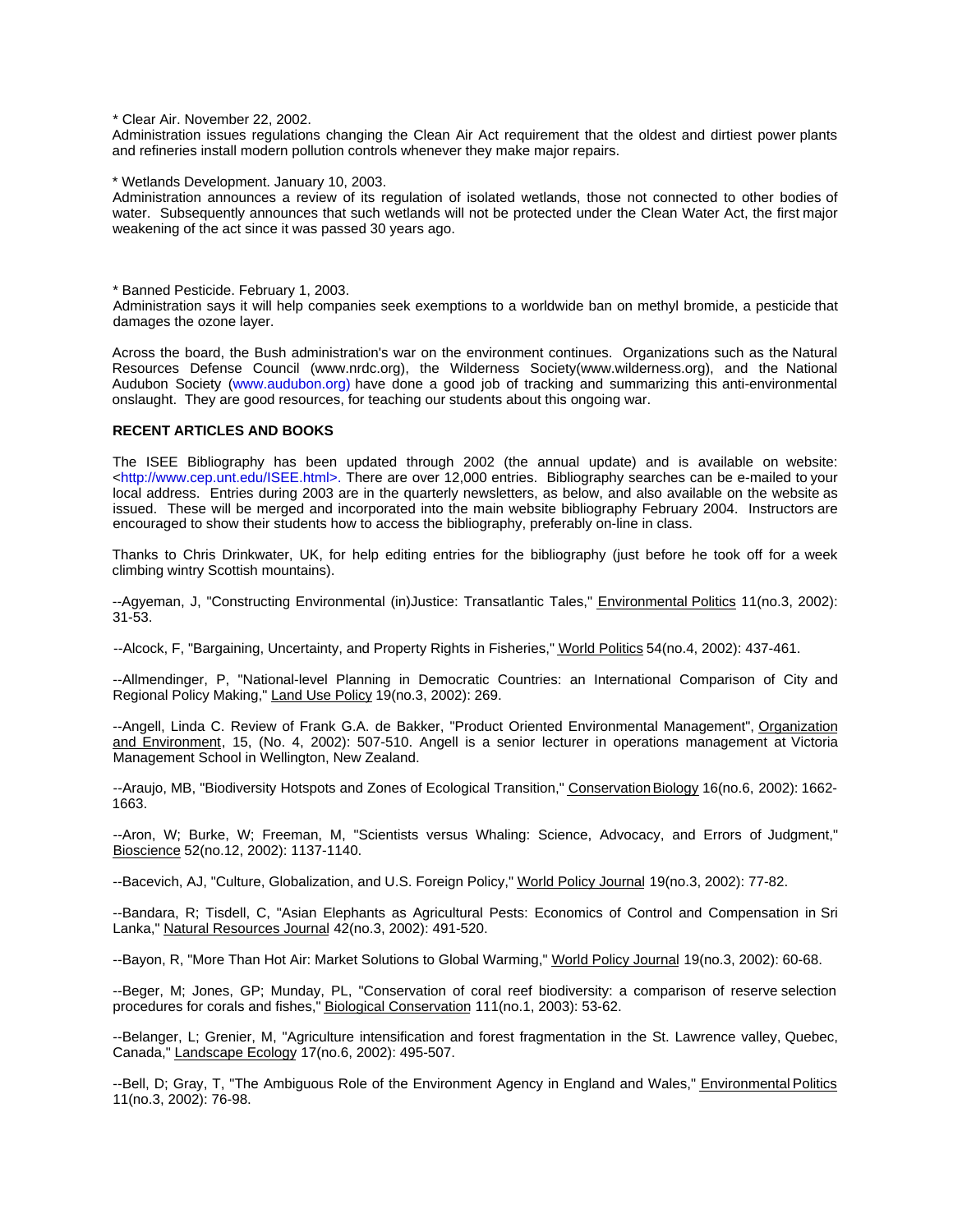* Clear Air. November 22, 2002.
Administration issues regulations changing the Clean Air Act requirement that the oldest and dirtiest power plants and refineries install modern pollution controls whenever they make major repairs.

* Wetlands Development. January 10, 2003.
Administration announces a review of its regulation of isolated wetlands, those not connected to other bodies of water. Subsequently announces that such wetlands will not be protected under the Clean Water Act, the first major weakening of the act since it was passed 30 years ago.

* Banned Pesticide. February 1, 2003.
Administration says it will help companies seek exemptions to a worldwide ban on methyl bromide, a pesticide that damages the ozone layer.

Across the board, the Bush administration's war on the environment continues. Organizations such as the Natural Resources Defense Council (www.nrdc.org), the Wilderness Society(www.wilderness.org), and the National Audubon Society (www.audubon.org) have done a good job of tracking and summarizing this anti-environmental onslaught. They are good resources, for teaching our students about this ongoing war.

**RECENT ARTICLES AND BOOKS**

The ISEE Bibliography has been updated through 2002 (the annual update) and is available on website: <http://www.cep.unt.edu/ISEE.html>. There are over 12,000 entries. Bibliography searches can be e-mailed to your local address. Entries during 2003 are in the quarterly newsletters, as below, and also available on the website as issued. These will be merged and incorporated into the main website bibliography February 2004. Instructors are encouraged to show their students how to access the bibliography, preferably on-line in class.

Thanks to Chris Drinkwater, UK, for help editing entries for the bibliography (just before he took off for a week climbing wintry Scottish mountains).

--Agyeman, J, "Constructing Environmental (in)Justice: Transatlantic Tales," Environmental Politics 11(no.3, 2002): 31-53.

--Alcock, F, "Bargaining, Uncertainty, and Property Rights in Fisheries," World Politics 54(no.4, 2002): 437-461.

--Allmendinger, P, "National-level Planning in Democratic Countries: an International Comparison of City and Regional Policy Making," Land Use Policy 19(no.3, 2002): 269.

--Angell, Linda C. Review of Frank G.A. de Bakker, "Product Oriented Environmental Management", Organization and Environment, 15, (No. 4, 2002): 507-510. Angell is a senior lecturer in operations management at Victoria Management School in Wellington, New Zealand.

--Araujo, MB, "Biodiversity Hotspots and Zones of Ecological Transition," Conservation Biology 16(no.6, 2002): 1662-1663.

--Aron, W; Burke, W; Freeman, M, "Scientists versus Whaling: Science, Advocacy, and Errors of Judgment," Bioscience 52(no.12, 2002): 1137-1140.

--Bacevich, AJ, "Culture, Globalization, and U.S. Foreign Policy," World Policy Journal 19(no.3, 2002): 77-82.

--Bandara, R; Tisdell, C, "Asian Elephants as Agricultural Pests: Economics of Control and Compensation in Sri Lanka," Natural Resources Journal 42(no.3, 2002): 491-520.

--Bayon, R, "More Than Hot Air: Market Solutions to Global Warming," World Policy Journal 19(no.3, 2002): 60-68.

--Beger, M; Jones, GP; Munday, PL, "Conservation of coral reef biodiversity: a comparison of reserve selection procedures for corals and fishes," Biological Conservation 111(no.1, 2003): 53-62.

--Belanger, L; Grenier, M, "Agriculture intensification and forest fragmentation in the St. Lawrence valley, Quebec, Canada," Landscape Ecology 17(no.6, 2002): 495-507.

--Bell, D; Gray, T, "The Ambiguous Role of the Environment Agency in England and Wales," Environmental Politics 11(no.3, 2002): 76-98.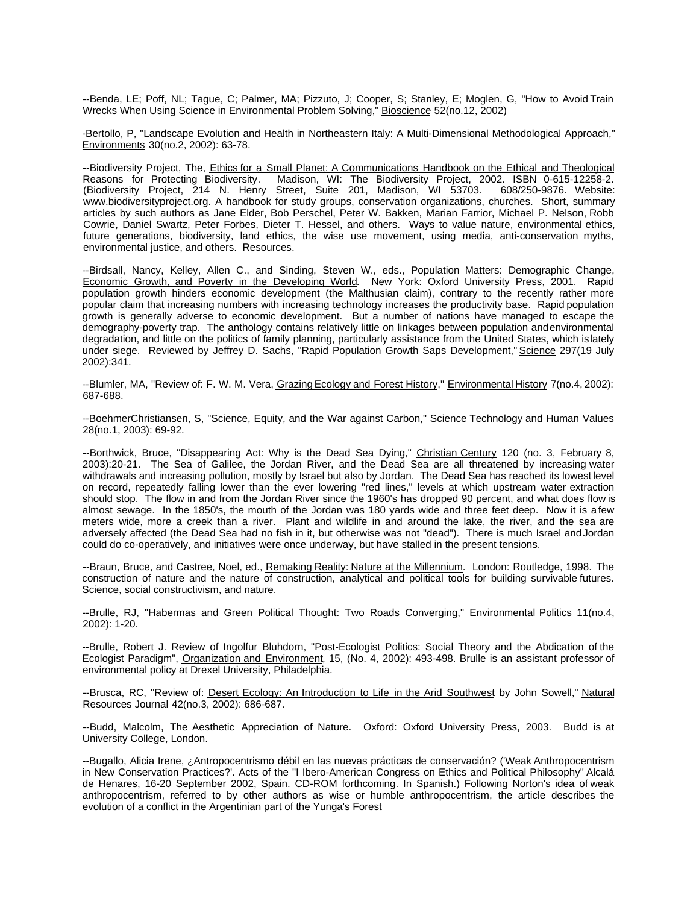--Benda, LE; Poff, NL; Tague, C; Palmer, MA; Pizzuto, J; Cooper, S; Stanley, E; Moglen, G, "How to Avoid Train Wrecks When Using Science in Environmental Problem Solving," Bioscience 52(no.12, 2002)

-Bertollo, P, "Landscape Evolution and Health in Northeastern Italy: A Multi-Dimensional Methodological Approach," Environments 30(no.2, 2002): 63-78.

--Biodiversity Project, The, Ethics for a Small Planet: A Communications Handbook on the Ethical and Theological Reasons for Protecting Biodiversity. Madison, WI: The Biodiversity Project, 2002. ISBN 0-615-12258-2. (Biodiversity Project, 214 N. Henry Street, Suite 201, Madison, WI 53703. 608/250-9876. Website: www.biodiversityproject.org. A handbook for study groups, conservation organizations, churches. Short, summary articles by such authors as Jane Elder, Bob Perschel, Peter W. Bakken, Marian Farrior, Michael P. Nelson, Robb Cowrie, Daniel Swartz, Peter Forbes, Dieter T. Hessel, and others. Ways to value nature, environmental ethics, future generations, biodiversity, land ethics, the wise use movement, using media, anti-conservation myths, environmental justice, and others. Resources.

--Birdsall, Nancy, Kelley, Allen C., and Sinding, Steven W., eds., Population Matters: Demographic Change, Economic Growth, and Poverty in the Developing World. New York: Oxford University Press, 2001. Rapid population growth hinders economic development (the Malthusian claim), contrary to the recently rather more popular claim that increasing numbers with increasing technology increases the productivity base. Rapid population growth is generally adverse to economic development. But a number of nations have managed to escape the demography-poverty trap. The anthology contains relatively little on linkages between population and environmental degradation, and little on the politics of family planning, particularly assistance from the United States, which is lately under siege. Reviewed by Jeffrey D. Sachs, "Rapid Population Growth Saps Development," Science 297(19 July 2002):341.

--Blumler, MA, "Review of: F. W. M. Vera, Grazing Ecology and Forest History," Environmental History 7(no.4, 2002): 687-688.

--BoehmerChristiansen, S, "Science, Equity, and the War against Carbon," Science Technology and Human Values 28(no.1, 2003): 69-92.

--Borthwick, Bruce, "Disappearing Act: Why is the Dead Sea Dying," Christian Century 120 (no. 3, February 8, 2003):20-21. The Sea of Galilee, the Jordan River, and the Dead Sea are all threatened by increasing water withdrawals and increasing pollution, mostly by Israel but also by Jordan. The Dead Sea has reached its lowest level on record, repeatedly falling lower than the ever lowering "red lines," levels at which upstream water extraction should stop. The flow in and from the Jordan River since the 1960's has dropped 90 percent, and what does flow is almost sewage. In the 1850's, the mouth of the Jordan was 180 yards wide and three feet deep. Now it is a few meters wide, more a creek than a river. Plant and wildlife in and around the lake, the river, and the sea are adversely affected (the Dead Sea had no fish in it, but otherwise was not "dead"). There is much Israel and Jordan could do co-operatively, and initiatives were once underway, but have stalled in the present tensions.

--Braun, Bruce, and Castree, Noel, ed., Remaking Reality: Nature at the Millennium. London: Routledge, 1998. The construction of nature and the nature of construction, analytical and political tools for building survivable futures. Science, social constructivism, and nature.

--Brulle, RJ, "Habermas and Green Political Thought: Two Roads Converging," Environmental Politics 11(no.4, 2002): 1-20.

--Brulle, Robert J. Review of Ingolfur Bluhdorn, "Post-Ecologist Politics: Social Theory and the Abdication of the Ecologist Paradigm", Organization and Environment, 15, (No. 4, 2002): 493-498. Brulle is an assistant professor of environmental policy at Drexel University, Philadelphia.

--Brusca, RC, "Review of: Desert Ecology: An Introduction to Life in the Arid Southwest by John Sowell," Natural Resources Journal 42(no.3, 2002): 686-687.

--Budd, Malcolm, The Aesthetic Appreciation of Nature. Oxford: Oxford University Press, 2003. Budd is at University College, London.

--Bugallo, Alicia Irene, ¿Antropocentrismo débil en las nuevas prácticas de conservación? ('Weak Anthropocentrism in New Conservation Practices?'. Acts of the "I Ibero-American Congress on Ethics and Political Philosophy" Alcalá de Henares, 16-20 September 2002, Spain. CD-ROM forthcoming. In Spanish.) Following Norton's idea of weak anthropocentrism, referred to by other authors as wise or humble anthropocentrism, the article describes the evolution of a conflict in the Argentinian part of the Yunga's Forest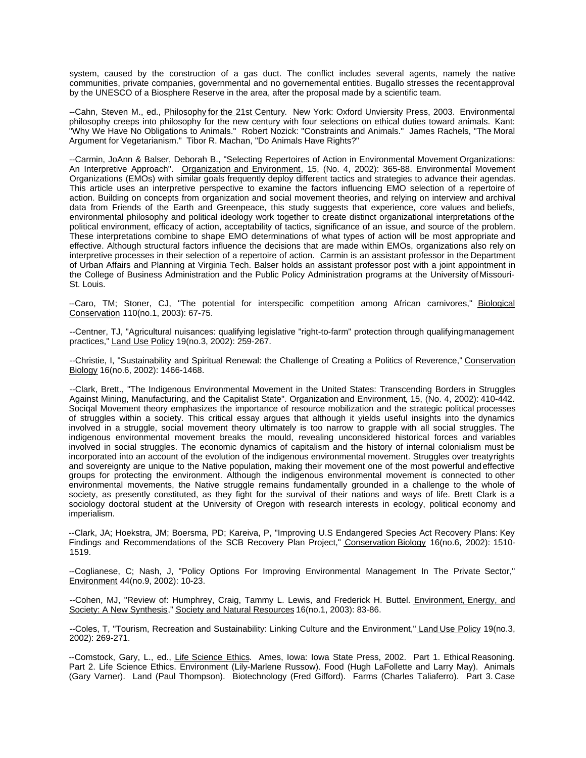system, caused by the construction of a gas duct. The conflict includes several agents, namely the native communities, private companies, governmental and no governemental entities. Bugallo stresses the recent approval by the UNESCO of a Biosphere Reserve in the area, after the proposal made by a scientific team.

--Cahn, Steven M., ed., Philosophy for the 21st Century. New York: Oxford Unviersity Press, 2003. Environmental philosophy creeps into philosophy for the new century with four selections on ethical duties toward animals. Kant: "Why We Have No Obligations to Animals." Robert Nozick: "Constraints and Animals." James Rachels, "The Moral Argument for Vegetarianism." Tibor R. Machan, "Do Animals Have Rights?"

--Carmin, JoAnn & Balser, Deborah B., "Selecting Repertoires of Action in Environmental Movement Organizations: An Interpretive Approach". Organization and Environment, 15, (No. 4, 2002): 365-88. Environmental Movement Organizations (EMOs) with similar goals frequently deploy different tactics and strategies to advance their agendas. This article uses an interpretive perspective to examine the factors influencing EMO selection of a repertoire of action. Building on concepts from organization and social movement theories, and relying on interview and archival data from Friends of the Earth and Greenpeace, this study suggests that experience, core values and beliefs, environmental philosophy and political ideology work together to create distinct organizational interpretations of the political environment, efficacy of action, acceptability of tactics, significance of an issue, and source of the problem. These interpretations combine to shape EMO determinations of what types of action will be most appropriate and effective. Although structural factors influence the decisions that are made within EMOs, organizations also rely on interpretive processes in their selection of a repertoire of action. Carmin is an assistant professor in the Department of Urban Affairs and Planning at Virginia Tech. Balser holds an assistant professor post with a joint appointment in the College of Business Administration and the Public Policy Administration programs at the University of Missouri-St. Louis.

--Caro, TM; Stoner, CJ, "The potential for interspecific competition among African carnivores," Biological Conservation 110(no.1, 2003): 67-75.

--Centner, TJ, "Agricultural nuisances: qualifying legislative "right-to-farm" protection through qualifying management practices," Land Use Policy 19(no.3, 2002): 259-267.

--Christie, I, "Sustainability and Spiritual Renewal: the Challenge of Creating a Politics of Reverence," Conservation Biology 16(no.6, 2002): 1466-1468.

--Clark, Brett., "The Indigenous Environmental Movement in the United States: Transcending Borders in Struggles Against Mining, Manufacturing, and the Capitalist State". Organization and Environment, 15, (No. 4, 2002): 410-442. Sociqal Movement theory emphasizes the importance of resource mobilization and the strategic political processes of struggles within a society. This critical essay argues that although it yields useful insights into the dynamics involved in a struggle, social movement theory ultimately is too narrow to grapple with all social struggles. The indigenous environmental movement breaks the mould, revealing unconsidered historical forces and variables involved in social struggles. The economic dynamics of capitalism and the history of internal colonialism must be incorporated into an account of the evolution of the indigenous environmental movement. Struggles over treaty rights and sovereignty are unique to the Native population, making their movement one of the most powerful and effective groups for protecting the environment. Although the indigenous environmental movement is connected to other environmental movements, the Native struggle remains fundamentally grounded in a challenge to the whole of society, as presently constituted, as they fight for the survival of their nations and ways of life. Brett Clark is a sociology doctoral student at the University of Oregon with research interests in ecology, political economy and imperialism.

--Clark, JA; Hoekstra, JM; Boersma, PD; Kareiva, P, "Improving U.S Endangered Species Act Recovery Plans: Key Findings and Recommendations of the SCB Recovery Plan Project," Conservation Biology 16(no.6, 2002): 1510-1519.

--Coglianese, C; Nash, J, "Policy Options For Improving Environmental Management In The Private Sector," Environment 44(no.9, 2002): 10-23.

--Cohen, MJ, "Review of: Humphrey, Craig, Tammy L. Lewis, and Frederick H. Buttel. Environment, Energy, and Society: A New Synthesis," Society and Natural Resources 16(no.1, 2003): 83-86.

--Coles, T, "Tourism, Recreation and Sustainability: Linking Culture and the Environment," Land Use Policy 19(no.3, 2002): 269-271.

--Comstock, Gary, L., ed., Life Science Ethics. Ames, Iowa: Iowa State Press, 2002. Part 1. Ethical Reasoning. Part 2. Life Science Ethics. Environment (Lily-Marlene Russow). Food (Hugh LaFollette and Larry May). Animals (Gary Varner). Land (Paul Thompson). Biotechnology (Fred Gifford). Farms (Charles Taliaferro). Part 3. Case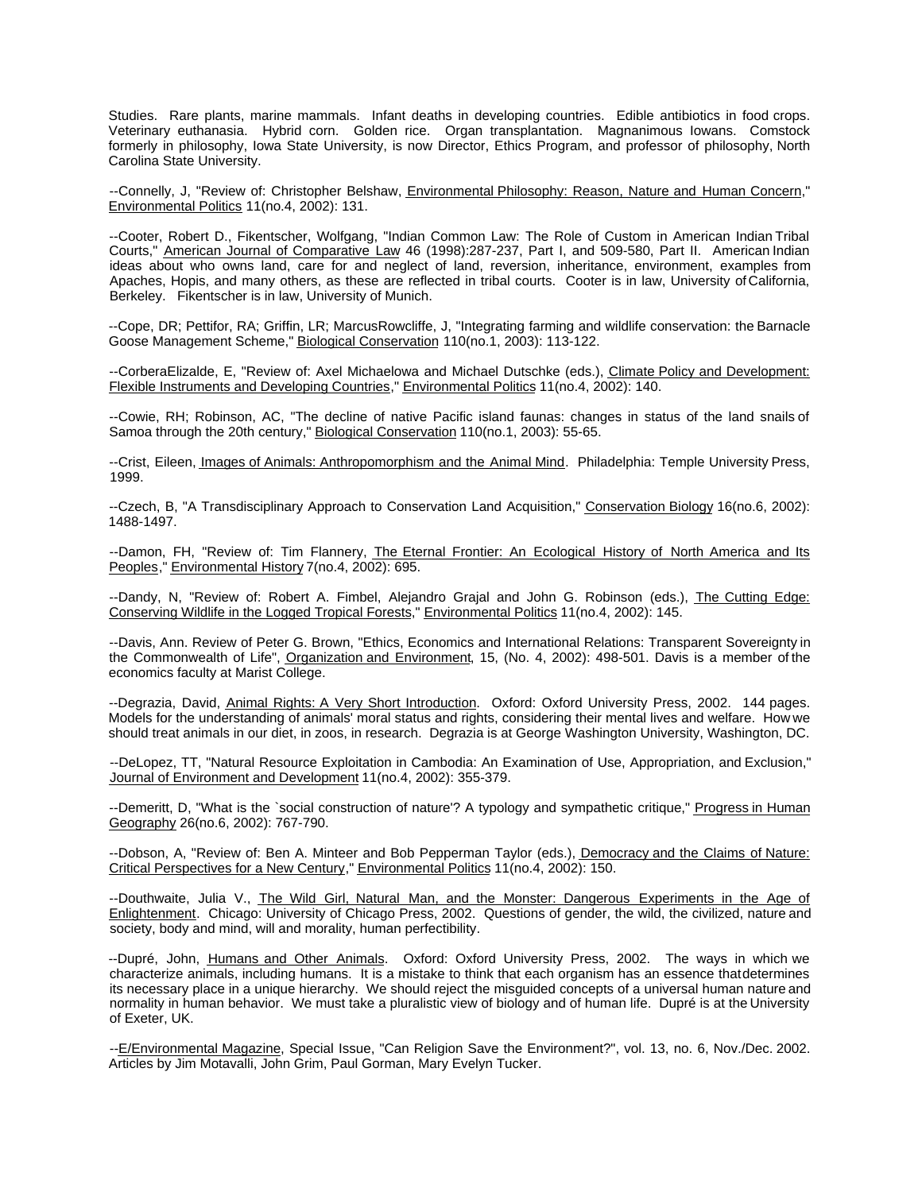Studies. Rare plants, marine mammals. Infant deaths in developing countries. Edible antibiotics in food crops. Veterinary euthanasia. Hybrid corn. Golden rice. Organ transplantation. Magnanimous Iowans. Comstock formerly in philosophy, Iowa State University, is now Director, Ethics Program, and professor of philosophy, North Carolina State University.

--Connelly, J, "Review of: Christopher Belshaw, Environmental Philosophy: Reason, Nature and Human Concern," Environmental Politics 11(no.4, 2002): 131.

--Cooter, Robert D., Fikentscher, Wolfgang, "Indian Common Law: The Role of Custom in American Indian Tribal Courts," American Journal of Comparative Law 46 (1998):287-237, Part I, and 509-580, Part II. American Indian ideas about who owns land, care for and neglect of land, reversion, inheritance, environment, examples from Apaches, Hopis, and many others, as these are reflected in tribal courts. Cooter is in law, University of California, Berkeley. Fikentscher is in law, University of Munich.

--Cope, DR; Pettifor, RA; Griffin, LR; MarcusRowcliffe, J, "Integrating farming and wildlife conservation: the Barnacle Goose Management Scheme," Biological Conservation 110(no.1, 2003): 113-122.

--CorberaElizalde, E, "Review of: Axel Michaelowa and Michael Dutschke (eds.), Climate Policy and Development: Flexible Instruments and Developing Countries," Environmental Politics 11(no.4, 2002): 140.

--Cowie, RH; Robinson, AC, "The decline of native Pacific island faunas: changes in status of the land snails of Samoa through the 20th century," Biological Conservation 110(no.1, 2003): 55-65.

--Crist, Eileen, Images of Animals: Anthropomorphism and the Animal Mind. Philadelphia: Temple University Press, 1999.

--Czech, B, "A Transdisciplinary Approach to Conservation Land Acquisition," Conservation Biology 16(no.6, 2002): 1488-1497.

--Damon, FH, "Review of: Tim Flannery, The Eternal Frontier: An Ecological History of North America and Its Peoples," Environmental History 7(no.4, 2002): 695.

--Dandy, N, "Review of: Robert A. Fimbel, Alejandro Grajal and John G. Robinson (eds.), The Cutting Edge: Conserving Wildlife in the Logged Tropical Forests," Environmental Politics 11(no.4, 2002): 145.

--Davis, Ann. Review of Peter G. Brown, "Ethics, Economics and International Relations: Transparent Sovereignty in the Commonwealth of Life", Organization and Environment, 15, (No. 4, 2002): 498-501. Davis is a member of the economics faculty at Marist College.

--Degrazia, David, Animal Rights: A Very Short Introduction. Oxford: Oxford University Press, 2002. 144 pages. Models for the understanding of animals' moral status and rights, considering their mental lives and welfare. How we should treat animals in our diet, in zoos, in research. Degrazia is at George Washington University, Washington, DC.

--DeLopez, TT, "Natural Resource Exploitation in Cambodia: An Examination of Use, Appropriation, and Exclusion," Journal of Environment and Development 11(no.4, 2002): 355-379.

--Demeritt, D, "What is the `social construction of nature'? A typology and sympathetic critique," Progress in Human Geography 26(no.6, 2002): 767-790.

--Dobson, A, "Review of: Ben A. Minteer and Bob Pepperman Taylor (eds.), Democracy and the Claims of Nature: Critical Perspectives for a New Century," Environmental Politics 11(no.4, 2002): 150.

--Douthwaite, Julia V., The Wild Girl, Natural Man, and the Monster: Dangerous Experiments in the Age of Enlightenment. Chicago: University of Chicago Press, 2002. Questions of gender, the wild, the civilized, nature and society, body and mind, will and morality, human perfectibility.

--Dupré, John, Humans and Other Animals. Oxford: Oxford University Press, 2002. The ways in which we characterize animals, including humans. It is a mistake to think that each organism has an essence that determines its necessary place in a unique hierarchy. We should reject the misguided concepts of a universal human nature and normality in human behavior. We must take a pluralistic view of biology and of human life. Dupré is at the University of Exeter, UK.

--E/Environmental Magazine, Special Issue, "Can Religion Save the Environment?", vol. 13, no. 6, Nov./Dec. 2002. Articles by Jim Motavalli, John Grim, Paul Gorman, Mary Evelyn Tucker.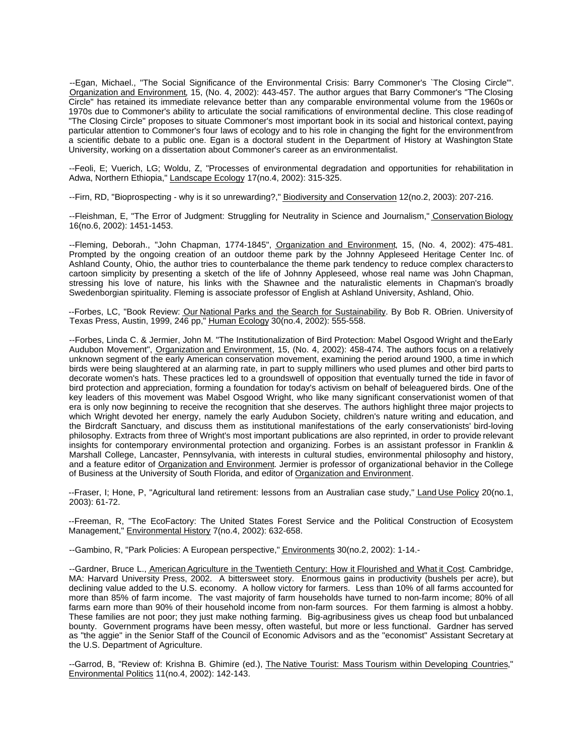--Egan, Michael., "The Social Significance of the Environmental Crisis: Barry Commoner's `The Closing Circle'". Organization and Environment, 15, (No. 4, 2002): 443-457. The author argues that Barry Commoner's "The Closing Circle" has retained its immediate relevance better than any comparable environmental volume from the 1960s or 1970s due to Commoner's ability to articulate the social ramifications of environmental decline. This close reading of "The Closing Circle" proposes to situate Commoner's most important book in its social and historical context, paying particular attention to Commoner's four laws of ecology and to his role in changing the fight for the environment from a scientific debate to a public one. Egan is a doctoral student in the Department of History at Washington State University, working on a dissertation about Commoner's career as an environmentalist.

--Feoli, E; Vuerich, LG; Woldu, Z, "Processes of environmental degradation and opportunities for rehabilitation in Adwa, Northern Ethiopia," Landscape Ecology 17(no.4, 2002): 315-325.

--Firn, RD, "Bioprospecting - why is it so unrewarding?," Biodiversity and Conservation 12(no.2, 2003): 207-216.

--Fleishman, E, "The Error of Judgment: Struggling for Neutrality in Science and Journalism," Conservation Biology 16(no.6, 2002): 1451-1453.

--Fleming, Deborah., "John Chapman, 1774-1845", Organization and Environment, 15, (No. 4, 2002): 475-481. Prompted by the ongoing creation of an outdoor theme park by the Johnny Appleseed Heritage Center Inc. of Ashland County, Ohio, the author tries to counterbalance the theme park tendency to reduce complex characters to cartoon simplicity by presenting a sketch of the life of Johnny Appleseed, whose real name was John Chapman, stressing his love of nature, his links with the Shawnee and the naturalistic elements in Chapman's broadly Swedenborgian spirituality. Fleming is associate professor of English at Ashland University, Ashland, Ohio.

--Forbes, LC, "Book Review: Our National Parks and the Search for Sustainability. By Bob R. OBrien. University of Texas Press, Austin, 1999, 246 pp," Human Ecology 30(no.4, 2002): 555-558.

--Forbes, Linda C. & Jermier, John M. "The Institutionalization of Bird Protection: Mabel Osgood Wright and the Early Audubon Movement", Organization and Environment, 15, (No. 4, 2002): 458-474. The authors focus on a relatively unknown segment of the early American conservation movement, examining the period around 1900, a time in which birds were being slaughtered at an alarming rate, in part to supply milliners who used plumes and other bird parts to decorate women's hats. These practices led to a groundswell of opposition that eventually turned the tide in favor of bird protection and appreciation, forming a foundation for today's activism on behalf of beleaguered birds. One of the key leaders of this movement was Mabel Osgood Wright, who like many significant conservationist women of that era is only now beginning to receive the recognition that she deserves. The authors highlight three major projects to which Wright devoted her energy, namely the early Audubon Society, children's nature writing and education, and the Birdcraft Sanctuary, and discuss them as institutional manifestations of the early conservationists' bird-loving philosophy. Extracts from three of Wright's most important publications are also reprinted, in order to provide relevant insights for contemporary environmental protection and organizing. Forbes is an assistant professor in Franklin & Marshall College, Lancaster, Pennsylvania, with interests in cultural studies, environmental philosophy and history, and a feature editor of Organization and Environment. Jermier is professor of organizational behavior in the College of Business at the University of South Florida, and editor of Organization and Environment.

--Fraser, I; Hone, P, "Agricultural land retirement: lessons from an Australian case study," Land Use Policy 20(no.1, 2003): 61-72.

--Freeman, R, "The EcoFactory: The United States Forest Service and the Political Construction of Ecosystem Management," Environmental History 7(no.4, 2002): 632-658.

--Gambino, R, "Park Policies: A European perspective," Environments 30(no.2, 2002): 1-14.-

--Gardner, Bruce L., American Agriculture in the Twentieth Century: How it Flourished and What it Cost. Cambridge, MA: Harvard University Press, 2002. A bittersweet story. Enormous gains in productivity (bushels per acre), but declining value added to the U.S. economy. A hollow victory for farmers. Less than 10% of all farms accounted for more than 85% of farm income. The vast majority of farm households have turned to non-farm income; 80% of all farms earn more than 90% of their household income from non-farm sources. For them farming is almost a hobby. These families are not poor; they just make nothing farming. Big-agribusiness gives us cheap food but unbalanced bounty. Government programs have been messy, often wasteful, but more or less functional. Gardner has served as "the aggie" in the Senior Staff of the Council of Economic Advisors and as the "economist" Assistant Secretary at the U.S. Department of Agriculture.

--Garrod, B, "Review of: Krishna B. Ghimire (ed.), The Native Tourist: Mass Tourism within Developing Countries," Environmental Politics 11(no.4, 2002): 142-143.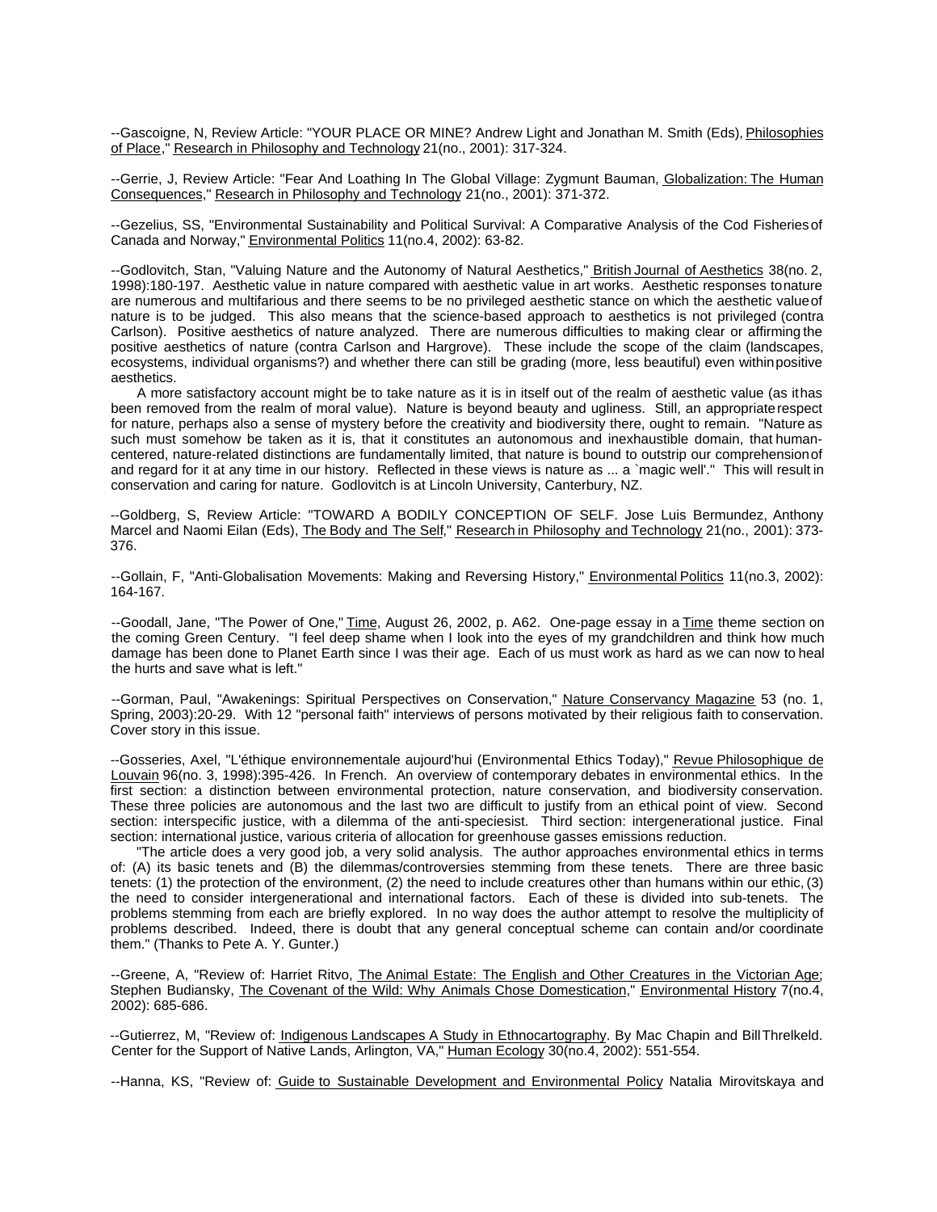--Gascoigne, N, Review Article: "YOUR PLACE OR MINE? Andrew Light and Jonathan M. Smith (Eds), Philosophies of Place," Research in Philosophy and Technology 21(no., 2001): 317-324.

--Gerrie, J, Review Article: "Fear And Loathing In The Global Village: Zygmunt Bauman, Globalization: The Human Consequences," Research in Philosophy and Technology 21(no., 2001): 371-372.

--Gezelius, SS, "Environmental Sustainability and Political Survival: A Comparative Analysis of the Cod Fisheries of Canada and Norway," Environmental Politics 11(no.4, 2002): 63-82.

--Godlovitch, Stan, "Valuing Nature and the Autonomy of Natural Aesthetics," British Journal of Aesthetics 38(no. 2, 1998):180-197. Aesthetic value in nature compared with aesthetic value in art works. Aesthetic responses to nature are numerous and multifarious and there seems to be no privileged aesthetic stance on which the aesthetic value of nature is to be judged. This also means that the science-based approach to aesthetics is not privileged (contra Carlson). Positive aesthetics of nature analyzed. There are numerous difficulties to making clear or affirming the positive aesthetics of nature (contra Carlson and Hargrove). These include the scope of the claim (landscapes, ecosystems, individual organisms?) and whether there can still be grading (more, less beautiful) even within positive aesthetics.

A more satisfactory account might be to take nature as it is in itself out of the realm of aesthetic value (as it has been removed from the realm of moral value). Nature is beyond beauty and ugliness. Still, an appropriate respect for nature, perhaps also a sense of mystery before the creativity and biodiversity there, ought to remain. "Nature as such must somehow be taken as it is, that it constitutes an autonomous and inexhaustible domain, that human-centered, nature-related distinctions are fundamentally limited, that nature is bound to outstrip our comprehension of and regard for it at any time in our history. Reflected in these views is nature as ... a `magic well'." This will result in conservation and caring for nature. Godlovitch is at Lincoln University, Canterbury, NZ.

--Goldberg, S, Review Article: "TOWARD A BODILY CONCEPTION OF SELF. Jose Luis Bermundez, Anthony Marcel and Naomi Eilan (Eds), The Body and The Self," Research in Philosophy and Technology 21(no., 2001): 373-376.

--Gollain, F, "Anti-Globalisation Movements: Making and Reversing History," Environmental Politics 11(no.3, 2002): 164-167.

--Goodall, Jane, "The Power of One," Time, August 26, 2002, p. A62. One-page essay in a Time theme section on the coming Green Century. "I feel deep shame when I look into the eyes of my grandchildren and think how much damage has been done to Planet Earth since I was their age. Each of us must work as hard as we can now to heal the hurts and save what is left."

--Gorman, Paul, "Awakenings: Spiritual Perspectives on Conservation," Nature Conservancy Magazine 53 (no. 1, Spring, 2003):20-29. With 12 "personal faith" interviews of persons motivated by their religious faith to conservation. Cover story in this issue.

--Gosseries, Axel, "L'éthique environnementale aujourd'hui (Environmental Ethics Today)," Revue Philosophique de Louvain 96(no. 3, 1998):395-426. In French. An overview of contemporary debates in environmental ethics. In the first section: a distinction between environmental protection, nature conservation, and biodiversity conservation. These three policies are autonomous and the last two are difficult to justify from an ethical point of view. Second section: interspecific justice, with a dilemma of the anti-speciesist. Third section: intergenerational justice. Final section: international justice, various criteria of allocation for greenhouse gasses emissions reduction.

"The article does a very good job, a very solid analysis. The author approaches environmental ethics in terms of: (A) its basic tenets and (B) the dilemmas/controversies stemming from these tenets. There are three basic tenets: (1) the protection of the environment, (2) the need to include creatures other than humans within our ethic, (3) the need to consider intergenerational and international factors. Each of these is divided into sub-tenets. The problems stemming from each are briefly explored. In no way does the author attempt to resolve the multiplicity of problems described. Indeed, there is doubt that any general conceptual scheme can contain and/or coordinate them." (Thanks to Pete A. Y. Gunter.)

--Greene, A, "Review of: Harriet Ritvo, The Animal Estate: The English and Other Creatures in the Victorian Age; Stephen Budiansky, The Covenant of the Wild: Why Animals Chose Domestication," Environmental History 7(no.4, 2002): 685-686.

--Gutierrez, M, "Review of: Indigenous Landscapes A Study in Ethnocartography. By Mac Chapin and Bill Threlkeld. Center for the Support of Native Lands, Arlington, VA," Human Ecology 30(no.4, 2002): 551-554.

--Hanna, KS, "Review of: Guide to Sustainable Development and Environmental Policy Natalia Mirovitskaya and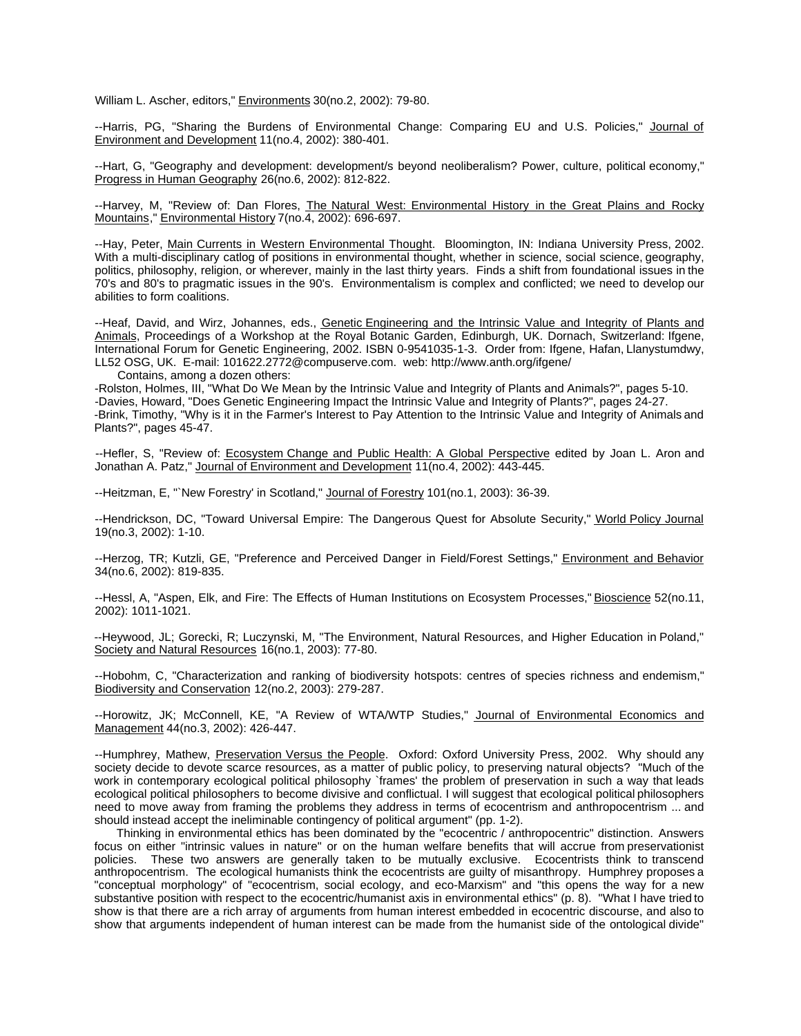William L. Ascher, editors," Environments 30(no.2, 2002): 79-80.

--Harris, PG, "Sharing the Burdens of Environmental Change: Comparing EU and U.S. Policies," Journal of Environment and Development 11(no.4, 2002): 380-401.

--Hart, G, "Geography and development: development/s beyond neoliberalism? Power, culture, political economy," Progress in Human Geography 26(no.6, 2002): 812-822.

--Harvey, M, "Review of: Dan Flores, The Natural West: Environmental History in the Great Plains and Rocky Mountains," Environmental History 7(no.4, 2002): 696-697.

--Hay, Peter, Main Currents in Western Environmental Thought. Bloomington, IN: Indiana University Press, 2002. With a multi-disciplinary catlog of positions in environmental thought, whether in science, social science, geography, politics, philosophy, religion, or wherever, mainly in the last thirty years. Finds a shift from foundational issues in the 70's and 80's to pragmatic issues in the 90's. Environmentalism is complex and conflicted; we need to develop our abilities to form coalitions.

--Heaf, David, and Wirz, Johannes, eds., Genetic Engineering and the Intrinsic Value and Integrity of Plants and Animals, Proceedings of a Workshop at the Royal Botanic Garden, Edinburgh, UK. Dornach, Switzerland: Ifgene, International Forum for Genetic Engineering, 2002. ISBN 0-9541035-1-3. Order from: Ifgene, Hafan, Llanystumdwy, LL52 OSG, UK. E-mail: 101622.2772@compuserve.com. web: http://www.anth.org/ifgene/

Contains, among a dozen others:

-Rolston, Holmes, III, "What Do We Mean by the Intrinsic Value and Integrity of Plants and Animals?", pages 5-10.
-Davies, Howard, "Does Genetic Engineering Impact the Intrinsic Value and Integrity of Plants?", pages 24-27.
-Brink, Timothy, "Why is it in the Farmer's Interest to Pay Attention to the Intrinsic Value and Integrity of Animals and Plants?", pages 45-47.

--Hefler, S, "Review of: Ecosystem Change and Public Health: A Global Perspective edited by Joan L. Aron and Jonathan A. Patz," Journal of Environment and Development 11(no.4, 2002): 443-445.

--Heitzman, E, "`New Forestry' in Scotland," Journal of Forestry 101(no.1, 2003): 36-39.

--Hendrickson, DC, "Toward Universal Empire: The Dangerous Quest for Absolute Security," World Policy Journal 19(no.3, 2002): 1-10.

--Herzog, TR; Kutzli, GE, "Preference and Perceived Danger in Field/Forest Settings," Environment and Behavior 34(no.6, 2002): 819-835.

--Hessl, A, "Aspen, Elk, and Fire: The Effects of Human Institutions on Ecosystem Processes," Bioscience 52(no.11, 2002): 1011-1021.

--Heywood, JL; Gorecki, R; Luczynski, M, "The Environment, Natural Resources, and Higher Education in Poland," Society and Natural Resources 16(no.1, 2003): 77-80.

--Hobohm, C, "Characterization and ranking of biodiversity hotspots: centres of species richness and endemism," Biodiversity and Conservation 12(no.2, 2003): 279-287.

--Horowitz, JK; McConnell, KE, "A Review of WTA/WTP Studies," Journal of Environmental Economics and Management 44(no.3, 2002): 426-447.

--Humphrey, Mathew, Preservation Versus the People. Oxford: Oxford University Press, 2002. Why should any society decide to devote scarce resources, as a matter of public policy, to preserving natural objects? "Much of the work in contemporary ecological political philosophy `frames' the problem of preservation in such a way that leads ecological political philosophers to become divisive and conflictual. I will suggest that ecological political philosophers need to move away from framing the problems they address in terms of ecocentrism and anthropocentrism ... and should instead accept the ineliminable contingency of political argument" (pp. 1-2).

Thinking in environmental ethics has been dominated by the "ecocentric / anthropocentric" distinction. Answers focus on either "intrinsic values in nature" or on the human welfare benefits that will accrue from preservationist policies. These two answers are generally taken to be mutually exclusive. Ecocentrists think to transcend anthropocentrism. The ecological humanists think the ecocentrists are guilty of misanthropy. Humphrey proposes a "conceptual morphology" of "ecocentrism, social ecology, and eco-Marxism" and "this opens the way for a new substantive position with respect to the ecocentric/humanist axis in environmental ethics" (p. 8). "What I have tried to show is that there are a rich array of arguments from human interest embedded in ecocentric discourse, and also to show that arguments independent of human interest can be made from the humanist side of the ontological divide"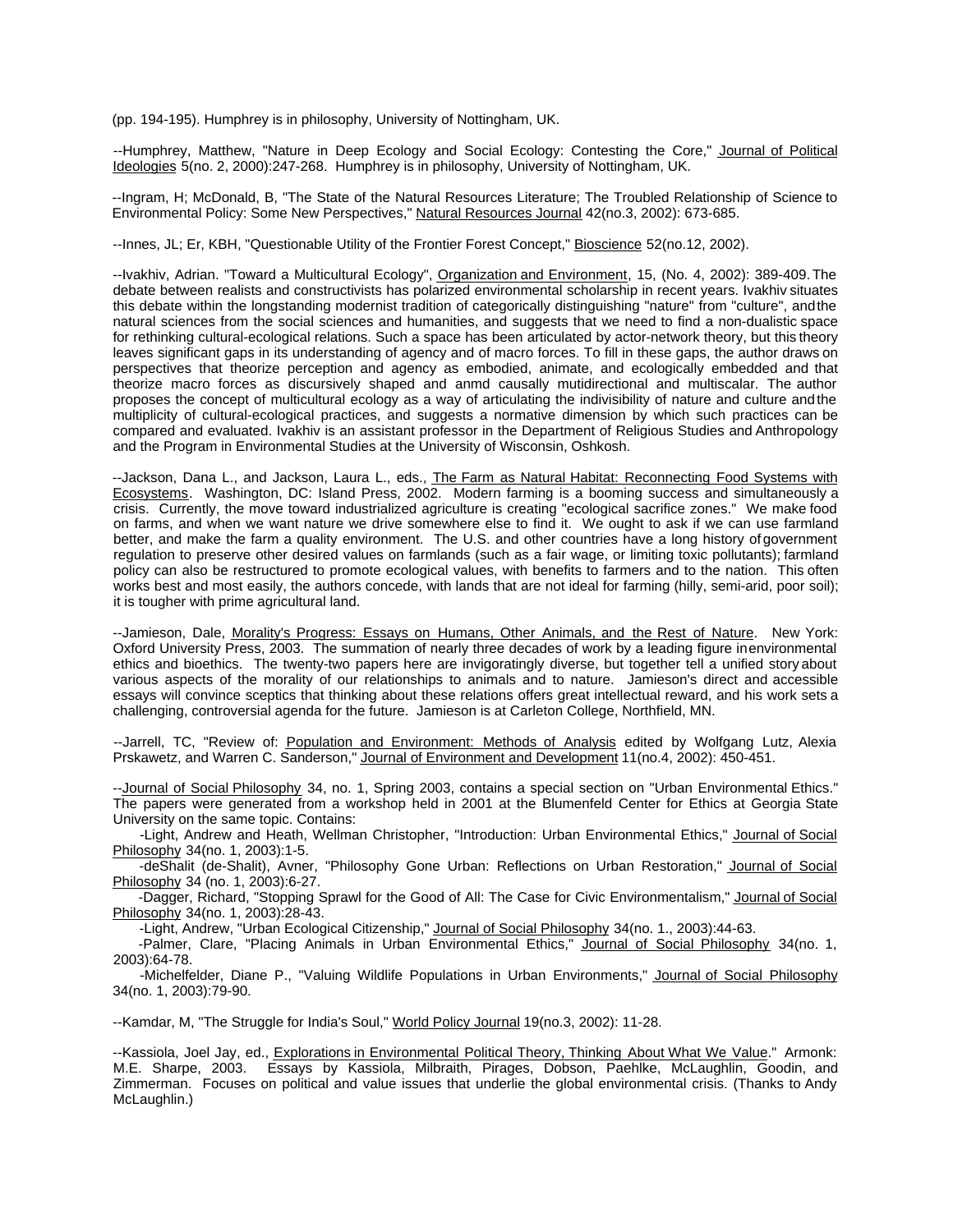(pp. 194-195). Humphrey is in philosophy, University of Nottingham, UK.

--Humphrey, Matthew, "Nature in Deep Ecology and Social Ecology: Contesting the Core," Journal of Political Ideologies 5(no. 2, 2000):247-268. Humphrey is in philosophy, University of Nottingham, UK.

--Ingram, H; McDonald, B, "The State of the Natural Resources Literature; The Troubled Relationship of Science to Environmental Policy: Some New Perspectives," Natural Resources Journal 42(no.3, 2002): 673-685.

--Innes, JL; Er, KBH, "Questionable Utility of the Frontier Forest Concept," Bioscience 52(no.12, 2002).

--Ivakhiv, Adrian. "Toward a Multicultural Ecology", Organization and Environment, 15, (No. 4, 2002): 389-409. The debate between realists and constructivists has polarized environmental scholarship in recent years. Ivakhiv situates this debate within the longstanding modernist tradition of categorically distinguishing "nature" from "culture", and the natural sciences from the social sciences and humanities, and suggests that we need to find a non-dualistic space for rethinking cultural-ecological relations. Such a space has been articulated by actor-network theory, but this theory leaves significant gaps in its understanding of agency and of macro forces. To fill in these gaps, the author draws on perspectives that theorize perception and agency as embodied, animate, and ecologically embedded and that theorize macro forces as discursively shaped and anmd causally mutidirectional and multiscalar. The author proposes the concept of multicultural ecology as a way of articulating the indivisibility of nature and culture and the multiplicity of cultural-ecological practices, and suggests a normative dimension by which such practices can be compared and evaluated. Ivakhiv is an assistant professor in the Department of Religious Studies and Anthropology and the Program in Environmental Studies at the University of Wisconsin, Oshkosh.

--Jackson, Dana L., and Jackson, Laura L., eds., The Farm as Natural Habitat: Reconnecting Food Systems with Ecosystems. Washington, DC: Island Press, 2002. Modern farming is a booming success and simultaneously a crisis. Currently, the move toward industrialized agriculture is creating "ecological sacrifice zones." We make food on farms, and when we want nature we drive somewhere else to find it. We ought to ask if we can use farmland better, and make the farm a quality environment. The U.S. and other countries have a long history of government regulation to preserve other desired values on farmlands (such as a fair wage, or limiting toxic pollutants); farmland policy can also be restructured to promote ecological values, with benefits to farmers and to the nation. This often works best and most easily, the authors concede, with lands that are not ideal for farming (hilly, semi-arid, poor soil); it is tougher with prime agricultural land.

--Jamieson, Dale, Morality's Progress: Essays on Humans, Other Animals, and the Rest of Nature. New York: Oxford University Press, 2003. The summation of nearly three decades of work by a leading figure in environmental ethics and bioethics. The twenty-two papers here are invigoratingly diverse, but together tell a unified story about various aspects of the morality of our relationships to animals and to nature. Jamieson's direct and accessible essays will convince sceptics that thinking about these relations offers great intellectual reward, and his work sets a challenging, controversial agenda for the future. Jamieson is at Carleton College, Northfield, MN.

--Jarrell, TC, "Review of: Population and Environment: Methods of Analysis edited by Wolfgang Lutz, Alexia Prskawetz, and Warren C. Sanderson," Journal of Environment and Development 11(no.4, 2002): 450-451.

--Journal of Social Philosophy 34, no. 1, Spring 2003, contains a special section on "Urban Environmental Ethics." The papers were generated from a workshop held in 2001 at the Blumenfeld Center for Ethics at Georgia State University on the same topic. Contains:

-Light, Andrew and Heath, Wellman Christopher, "Introduction: Urban Environmental Ethics," Journal of Social Philosophy 34(no. 1, 2003):1-5.

-deShalit (de-Shalit), Avner, "Philosophy Gone Urban: Reflections on Urban Restoration," Journal of Social Philosophy 34 (no. 1, 2003):6-27.

-Dagger, Richard, "Stopping Sprawl for the Good of All: The Case for Civic Environmentalism," Journal of Social Philosophy 34(no. 1, 2003):28-43.

-Light, Andrew, "Urban Ecological Citizenship," Journal of Social Philosophy 34(no. 1., 2003):44-63.

-Palmer, Clare, "Placing Animals in Urban Environmental Ethics," Journal of Social Philosophy 34(no. 1, 2003):64-78.

-Michelfelder, Diane P., "Valuing Wildlife Populations in Urban Environments," Journal of Social Philosophy 34(no. 1, 2003):79-90.

--Kamdar, M, "The Struggle for India's Soul," World Policy Journal 19(no.3, 2002): 11-28.

--Kassiola, Joel Jay, ed., Explorations in Environmental Political Theory, Thinking About What We Value." Armonk: M.E. Sharpe, 2003. Essays by Kassiola, Milbraith, Pirages, Dobson, Paehlke, McLaughlin, Goodin, and Zimmerman. Focuses on political and value issues that underlie the global environmental crisis. (Thanks to Andy McLaughlin.)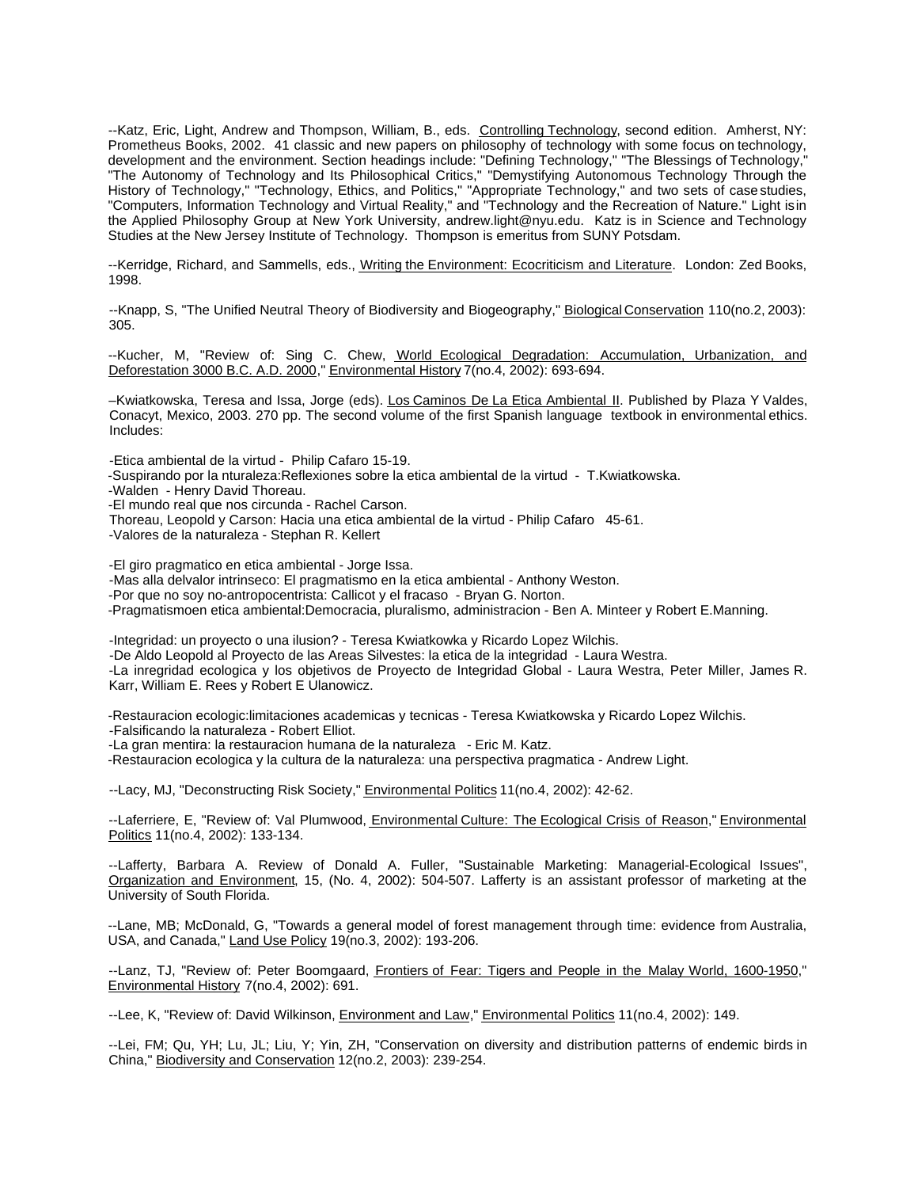--Katz, Eric, Light, Andrew and Thompson, William, B., eds. Controlling Technology, second edition. Amherst, NY: Prometheus Books, 2002. 41 classic and new papers on philosophy of technology with some focus on technology, development and the environment. Section headings include: "Defining Technology," "The Blessings of Technology," "The Autonomy of Technology and Its Philosophical Critics," "Demystifying Autonomous Technology Through the History of Technology," "Technology, Ethics, and Politics," "Appropriate Technology," and two sets of case studies, "Computers, Information Technology and Virtual Reality," and "Technology and the Recreation of Nature." Light is in the Applied Philosophy Group at New York University, andrew.light@nyu.edu. Katz is in Science and Technology Studies at the New Jersey Institute of Technology. Thompson is emeritus from SUNY Potsdam.

--Kerridge, Richard, and Sammells, eds., Writing the Environment: Ecocriticism and Literature. London: Zed Books, 1998.

--Knapp, S, "The Unified Neutral Theory of Biodiversity and Biogeography," Biological Conservation 110(no.2, 2003): 305.

--Kucher, M, "Review of: Sing C. Chew, World Ecological Degradation: Accumulation, Urbanization, and Deforestation 3000 B.C. A.D. 2000," Environmental History 7(no.4, 2002): 693-694.

–Kwiatkowska, Teresa and Issa, Jorge (eds). Los Caminos De La Etica Ambiental II. Published by Plaza Y Valdes, Conacyt, Mexico, 2003. 270 pp. The second volume of the first Spanish language textbook in environmental ethics. Includes:

-Etica ambiental de la virtud - Philip Cafaro 15-19.
-Suspirando por la nturaleza:Reflexiones sobre la etica ambiental de la virtud - T.Kwiatkowska.
-Walden - Henry David Thoreau.
-El mundo real que nos circunda - Rachel Carson.
Thoreau, Leopold y Carson: Hacia una etica ambiental de la virtud - Philip Cafaro 45-61.
-Valores de la naturaleza - Stephan R. Kellert

-El giro pragmatico en etica ambiental - Jorge Issa.
-Mas alla delvalor intrinseco: El pragmatismo en la etica ambiental - Anthony Weston.
-Por que no soy no-antropocentrista: Callicot y el fracaso - Bryan G. Norton.
-Pragmatismoen etica ambiental:Democracia, pluralismo, administracion - Ben A. Minteer y Robert E.Manning.

-Integridad: un proyecto o una ilusion? - Teresa Kwiatkowka y Ricardo Lopez Wilchis.
-De Aldo Leopold al Proyecto de las Areas Silvestes: la etica de la integridad - Laura Westra.
-La inregridad ecologica y los objetivos de Proyecto de Integridad Global - Laura Westra, Peter Miller, James R. Karr, William E. Rees y Robert E Ulanowicz.

-Restauracion ecologic:limitaciones academicas y tecnicas - Teresa Kwiatkowska y Ricardo Lopez Wilchis.
-Falsificando la naturaleza - Robert Elliot.
-La gran mentira: la restauracion humana de la naturaleza - Eric M. Katz.
-Restauracion ecologica y la cultura de la naturaleza: una perspectiva pragmatica - Andrew Light.

--Lacy, MJ, "Deconstructing Risk Society," Environmental Politics 11(no.4, 2002): 42-62.

--Laferriere, E, "Review of: Val Plumwood, Environmental Culture: The Ecological Crisis of Reason," Environmental Politics 11(no.4, 2002): 133-134.

--Lafferty, Barbara A. Review of Donald A. Fuller, "Sustainable Marketing: Managerial-Ecological Issues", Organization and Environment, 15, (No. 4, 2002): 504-507. Lafferty is an assistant professor of marketing at the University of South Florida.

--Lane, MB; McDonald, G, "Towards a general model of forest management through time: evidence from Australia, USA, and Canada," Land Use Policy 19(no.3, 2002): 193-206.

--Lanz, TJ, "Review of: Peter Boomgaard, Frontiers of Fear: Tigers and People in the Malay World, 1600-1950," Environmental History 7(no.4, 2002): 691.

--Lee, K, "Review of: David Wilkinson, Environment and Law," Environmental Politics 11(no.4, 2002): 149.

--Lei, FM; Qu, YH; Lu, JL; Liu, Y; Yin, ZH, "Conservation on diversity and distribution patterns of endemic birds in China," Biodiversity and Conservation 12(no.2, 2003): 239-254.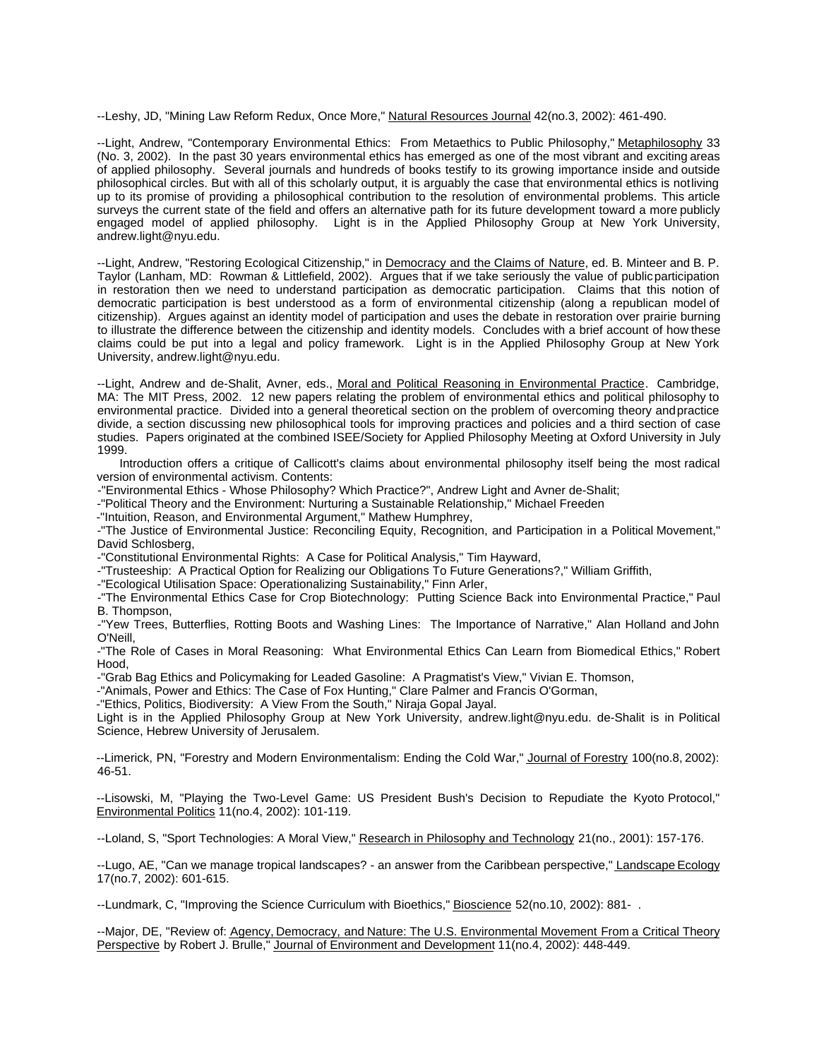--Leshy, JD, "Mining Law Reform Redux, Once More," Natural Resources Journal 42(no.3, 2002): 461-490.

--Light, Andrew, "Contemporary Environmental Ethics: From Metaethics to Public Philosophy," Metaphilosophy 33 (No. 3, 2002). In the past 30 years environmental ethics has emerged as one of the most vibrant and exciting areas of applied philosophy. Several journals and hundreds of books testify to its growing importance inside and outside philosophical circles. But with all of this scholarly output, it is arguably the case that environmental ethics is notliving up to its promise of providing a philosophical contribution to the resolution of environmental problems. This article surveys the current state of the field and offers an alternative path for its future development toward a more publicly engaged model of applied philosophy. Light is in the Applied Philosophy Group at New York University, andrew.light@nyu.edu.

--Light, Andrew, "Restoring Ecological Citizenship," in Democracy and the Claims of Nature, ed. B. Minteer and B. P. Taylor (Lanham, MD: Rowman & Littlefield, 2002). Argues that if we take seriously the value of publicparticipation in restoration then we need to understand participation as democratic participation. Claims that this notion of democratic participation is best understood as a form of environmental citizenship (along a republican model of citizenship). Argues against an identity model of participation and uses the debate in restoration over prairie burning to illustrate the difference between the citizenship and identity models. Concludes with a brief account of how these claims could be put into a legal and policy framework. Light is in the Applied Philosophy Group at New York University, andrew.light@nyu.edu.

--Light, Andrew and de-Shalit, Avner, eds., Moral and Political Reasoning in Environmental Practice. Cambridge, MA: The MIT Press, 2002. 12 new papers relating the problem of environmental ethics and political philosophy to environmental practice. Divided into a general theoretical section on the problem of overcoming theory andpractice divide, a section discussing new philosophical tools for improving practices and policies and a third section of case studies. Papers originated at the combined ISEE/Society for Applied Philosophy Meeting at Oxford University in July 1999.

Introduction offers a critique of Callicott's claims about environmental philosophy itself being the most radical version of environmental activism. Contents:

-"Environmental Ethics - Whose Philosophy? Which Practice?", Andrew Light and Avner de-Shalit;
-"Political Theory and the Environment: Nurturing a Sustainable Relationship," Michael Freeden
-"Intuition, Reason, and Environmental Argument," Mathew Humphrey,
-"The Justice of Environmental Justice: Reconciling Equity, Recognition, and Participation in a Political Movement," David Schlosberg,
-"Constitutional Environmental Rights: A Case for Political Analysis," Tim Hayward,
-"Trusteeship: A Practical Option for Realizing our Obligations To Future Generations?," William Griffith,
-"Ecological Utilisation Space: Operationalizing Sustainability," Finn Arler,
-"The Environmental Ethics Case for Crop Biotechnology: Putting Science Back into Environmental Practice," Paul B. Thompson,
-"Yew Trees, Butterflies, Rotting Boots and Washing Lines: The Importance of Narrative," Alan Holland and John O'Neill,
-"The Role of Cases in Moral Reasoning: What Environmental Ethics Can Learn from Biomedical Ethics," Robert Hood,
-"Grab Bag Ethics and Policymaking for Leaded Gasoline: A Pragmatist's View," Vivian E. Thomson,
-"Animals, Power and Ethics: The Case of Fox Hunting," Clare Palmer and Francis O'Gorman,
-"Ethics, Politics, Biodiversity: A View From the South," Niraja Gopal Jayal.

Light is in the Applied Philosophy Group at New York University, andrew.light@nyu.edu. de-Shalit is in Political Science, Hebrew University of Jerusalem.

--Limerick, PN, "Forestry and Modern Environmentalism: Ending the Cold War," Journal of Forestry 100(no.8, 2002): 46-51.

--Lisowski, M, "Playing the Two-Level Game: US President Bush's Decision to Repudiate the Kyoto Protocol," Environmental Politics 11(no.4, 2002): 101-119.

--Loland, S, "Sport Technologies: A Moral View," Research in Philosophy and Technology 21(no., 2001): 157-176.

--Lugo, AE, "Can we manage tropical landscapes? - an answer from the Caribbean perspective," Landscape Ecology 17(no.7, 2002): 601-615.

--Lundmark, C, "Improving the Science Curriculum with Bioethics," Bioscience 52(no.10, 2002): 881- .

--Major, DE, "Review of: Agency, Democracy, and Nature: The U.S. Environmental Movement From a Critical Theory Perspective by Robert J. Brulle," Journal of Environment and Development 11(no.4, 2002): 448-449.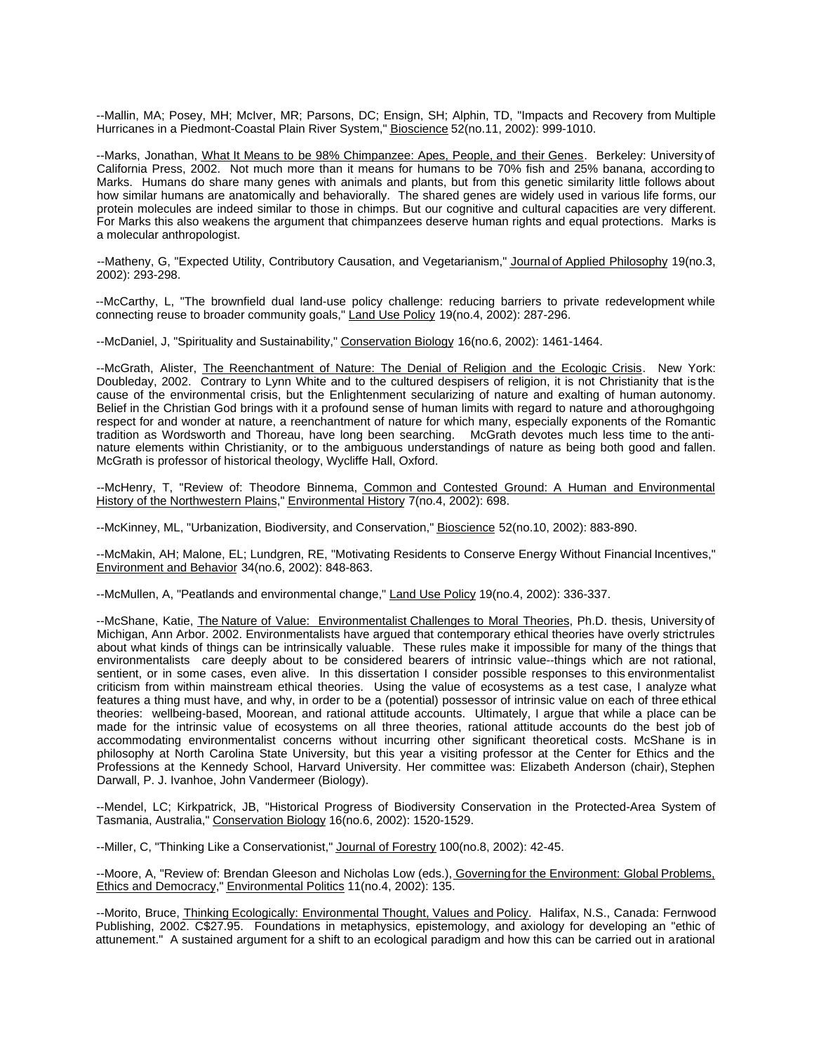--Mallin, MA; Posey, MH; McIver, MR; Parsons, DC; Ensign, SH; Alphin, TD, "Impacts and Recovery from Multiple Hurricanes in a Piedmont-Coastal Plain River System," Bioscience 52(no.11, 2002): 999-1010.

--Marks, Jonathan, What It Means to be 98% Chimpanzee: Apes, People, and their Genes. Berkeley: University of California Press, 2002. Not much more than it means for humans to be 70% fish and 25% banana, according to Marks. Humans do share many genes with animals and plants, but from this genetic similarity little follows about how similar humans are anatomically and behaviorally. The shared genes are widely used in various life forms, our protein molecules are indeed similar to those in chimps. But our cognitive and cultural capacities are very different. For Marks this also weakens the argument that chimpanzees deserve human rights and equal protections. Marks is a molecular anthropologist.

--Matheny, G, "Expected Utility, Contributory Causation, and Vegetarianism," Journal of Applied Philosophy 19(no.3, 2002): 293-298.

--McCarthy, L, "The brownfield dual land-use policy challenge: reducing barriers to private redevelopment while connecting reuse to broader community goals," Land Use Policy 19(no.4, 2002): 287-296.

--McDaniel, J, "Spirituality and Sustainability," Conservation Biology 16(no.6, 2002): 1461-1464.

--McGrath, Alister, The Reenchantment of Nature: The Denial of Religion and the Ecologic Crisis. New York: Doubleday, 2002. Contrary to Lynn White and to the cultured despisers of religion, it is not Christianity that is the cause of the environmental crisis, but the Enlightenment secularizing of nature and exalting of human autonomy. Belief in the Christian God brings with it a profound sense of human limits with regard to nature and a thoroughgoing respect for and wonder at nature, a reenchantment of nature for which many, especially exponents of the Romantic tradition as Wordsworth and Thoreau, have long been searching. McGrath devotes much less time to the anti-nature elements within Christianity, or to the ambiguous understandings of nature as being both good and fallen. McGrath is professor of historical theology, Wycliffe Hall, Oxford.

--McHenry, T, "Review of: Theodore Binnema, Common and Contested Ground: A Human and Environmental History of the Northwestern Plains," Environmental History 7(no.4, 2002): 698.

--McKinney, ML, "Urbanization, Biodiversity, and Conservation," Bioscience 52(no.10, 2002): 883-890.

--McMakin, AH; Malone, EL; Lundgren, RE, "Motivating Residents to Conserve Energy Without Financial Incentives," Environment and Behavior 34(no.6, 2002): 848-863.

--McMullen, A, "Peatlands and environmental change," Land Use Policy 19(no.4, 2002): 336-337.

--McShane, Katie, The Nature of Value: Environmentalist Challenges to Moral Theories, Ph.D. thesis, University of Michigan, Ann Arbor. 2002. Environmentalists have argued that contemporary ethical theories have overly strict rules about what kinds of things can be intrinsically valuable. These rules make it impossible for many of the things that environmentalists care deeply about to be considered bearers of intrinsic value--things which are not rational, sentient, or in some cases, even alive. In this dissertation I consider possible responses to this environmentalist criticism from within mainstream ethical theories. Using the value of ecosystems as a test case, I analyze what features a thing must have, and why, in order to be a (potential) possessor of intrinsic value on each of three ethical theories: wellbeing-based, Moorean, and rational attitude accounts. Ultimately, I argue that while a place can be made for the intrinsic value of ecosystems on all three theories, rational attitude accounts do the best job of accommodating environmentalist concerns without incurring other significant theoretical costs. McShane is in philosophy at North Carolina State University, but this year a visiting professor at the Center for Ethics and the Professions at the Kennedy School, Harvard University. Her committee was: Elizabeth Anderson (chair), Stephen Darwall, P. J. Ivanhoe, John Vandermeer (Biology).

--Mendel, LC; Kirkpatrick, JB, "Historical Progress of Biodiversity Conservation in the Protected-Area System of Tasmania, Australia," Conservation Biology 16(no.6, 2002): 1520-1529.

--Miller, C, "Thinking Like a Conservationist," Journal of Forestry 100(no.8, 2002): 42-45.

--Moore, A, "Review of: Brendan Gleeson and Nicholas Low (eds.), Governing for the Environment: Global Problems, Ethics and Democracy," Environmental Politics 11(no.4, 2002): 135.

--Morito, Bruce, Thinking Ecologically: Environmental Thought, Values and Policy. Halifax, N.S., Canada: Fernwood Publishing, 2002. C$27.95. Foundations in metaphysics, epistemology, and axiology for developing an "ethic of attunement." A sustained argument for a shift to an ecological paradigm and how this can be carried out in a rational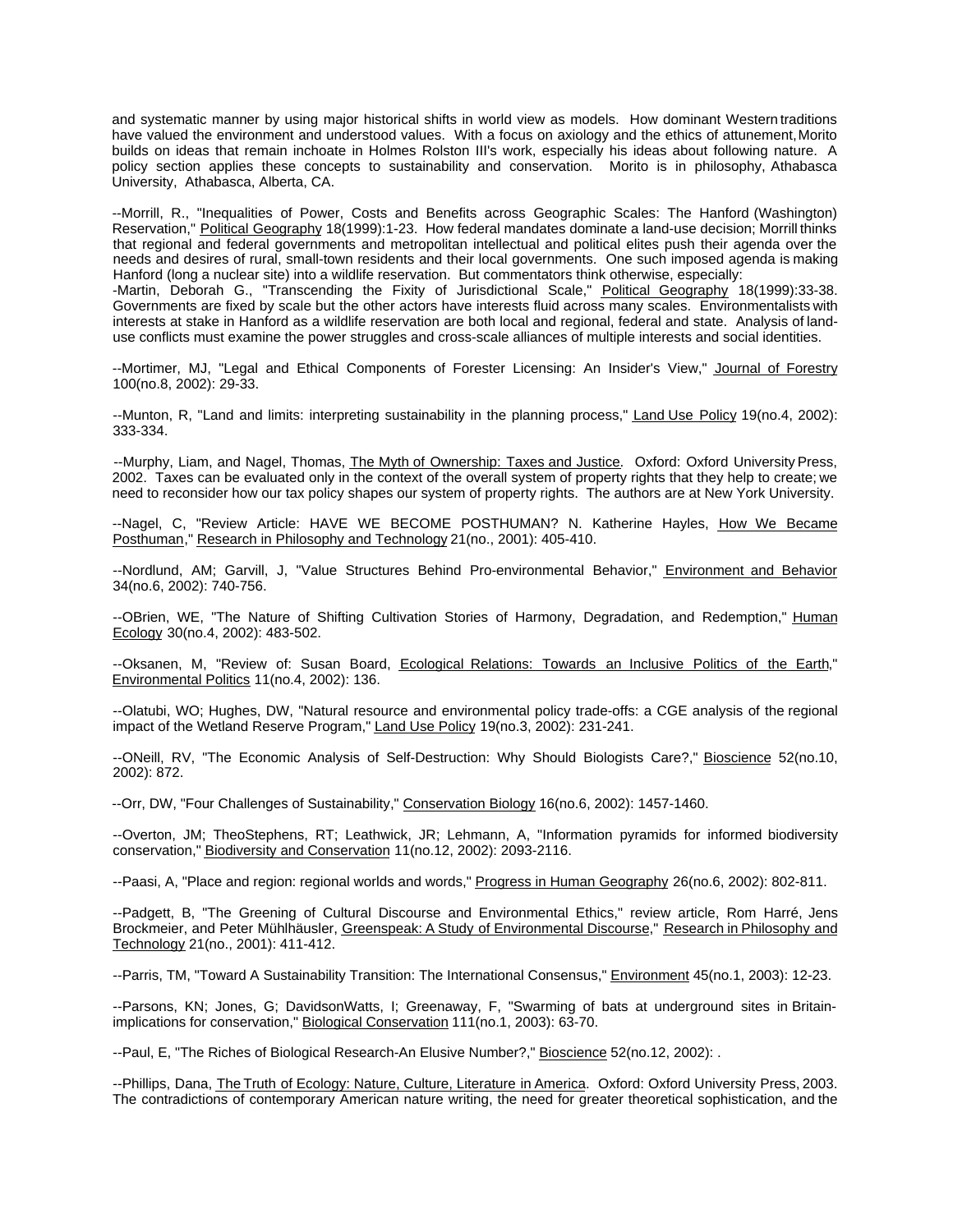and systematic manner by using major historical shifts in world view as models. How dominant Western traditions have valued the environment and understood values. With a focus on axiology and the ethics of attunement, Morito builds on ideas that remain inchoate in Holmes Rolston III's work, especially his ideas about following nature. A policy section applies these concepts to sustainability and conservation. Morito is in philosophy, Athabasca University, Athabasca, Alberta, CA.

--Morrill, R., "Inequalities of Power, Costs and Benefits across Geographic Scales: The Hanford (Washington) Reservation," Political Geography 18(1999):1-23. How federal mandates dominate a land-use decision; Morrill thinks that regional and federal governments and metropolitan intellectual and political elites push their agenda over the needs and desires of rural, small-town residents and their local governments. One such imposed agenda is making Hanford (long a nuclear site) into a wildlife reservation. But commentators think otherwise, especially:
-Martin, Deborah G., "Transcending the Fixity of Jurisdictional Scale," Political Geography 18(1999):33-38. Governments are fixed by scale but the other actors have interests fluid across many scales. Environmentalists with interests at stake in Hanford as a wildlife reservation are both local and regional, federal and state. Analysis of land-use conflicts must examine the power struggles and cross-scale alliances of multiple interests and social identities.

--Mortimer, MJ, "Legal and Ethical Components of Forester Licensing: An Insider's View," Journal of Forestry 100(no.8, 2002): 29-33.

--Munton, R, "Land and limits: interpreting sustainability in the planning process," Land Use Policy 19(no.4, 2002): 333-334.

--Murphy, Liam, and Nagel, Thomas, The Myth of Ownership: Taxes and Justice. Oxford: Oxford University Press, 2002. Taxes can be evaluated only in the context of the overall system of property rights that they help to create; we need to reconsider how our tax policy shapes our system of property rights. The authors are at New York University.

--Nagel, C, "Review Article: HAVE WE BECOME POSTHUMAN? N. Katherine Hayles, How We Became Posthuman," Research in Philosophy and Technology 21(no., 2001): 405-410.

--Nordlund, AM; Garvill, J, "Value Structures Behind Pro-environmental Behavior," Environment and Behavior 34(no.6, 2002): 740-756.

--OBrien, WE, "The Nature of Shifting Cultivation Stories of Harmony, Degradation, and Redemption," Human Ecology 30(no.4, 2002): 483-502.

--Oksanen, M, "Review of: Susan Board, Ecological Relations: Towards an Inclusive Politics of the Earth," Environmental Politics 11(no.4, 2002): 136.

--Olatubi, WO; Hughes, DW, "Natural resource and environmental policy trade-offs: a CGE analysis of the regional impact of the Wetland Reserve Program," Land Use Policy 19(no.3, 2002): 231-241.

--ONeill, RV, "The Economic Analysis of Self-Destruction: Why Should Biologists Care?," Bioscience 52(no.10, 2002): 872.

--Orr, DW, "Four Challenges of Sustainability," Conservation Biology 16(no.6, 2002): 1457-1460.

--Overton, JM; TheoStephens, RT; Leathwick, JR; Lehmann, A, "Information pyramids for informed biodiversity conservation," Biodiversity and Conservation 11(no.12, 2002): 2093-2116.

--Paasi, A, "Place and region: regional worlds and words," Progress in Human Geography 26(no.6, 2002): 802-811.

--Padgett, B, "The Greening of Cultural Discourse and Environmental Ethics," review article, Rom Harré, Jens Brockmeier, and Peter Mühlhäusler, Greenspeak: A Study of Environmental Discourse," Research in Philosophy and Technology 21(no., 2001): 411-412.

--Parris, TM, "Toward A Sustainability Transition: The International Consensus," Environment 45(no.1, 2003): 12-23.

--Parsons, KN; Jones, G; DavidsonWatts, I; Greenaway, F, "Swarming of bats at underground sites in Britain-implications for conservation," Biological Conservation 111(no.1, 2003): 63-70.

--Paul, E, "The Riches of Biological Research-An Elusive Number?," Bioscience 52(no.12, 2002): .

--Phillips, Dana, The Truth of Ecology: Nature, Culture, Literature in America. Oxford: Oxford University Press, 2003. The contradictions of contemporary American nature writing, the need for greater theoretical sophistication, and the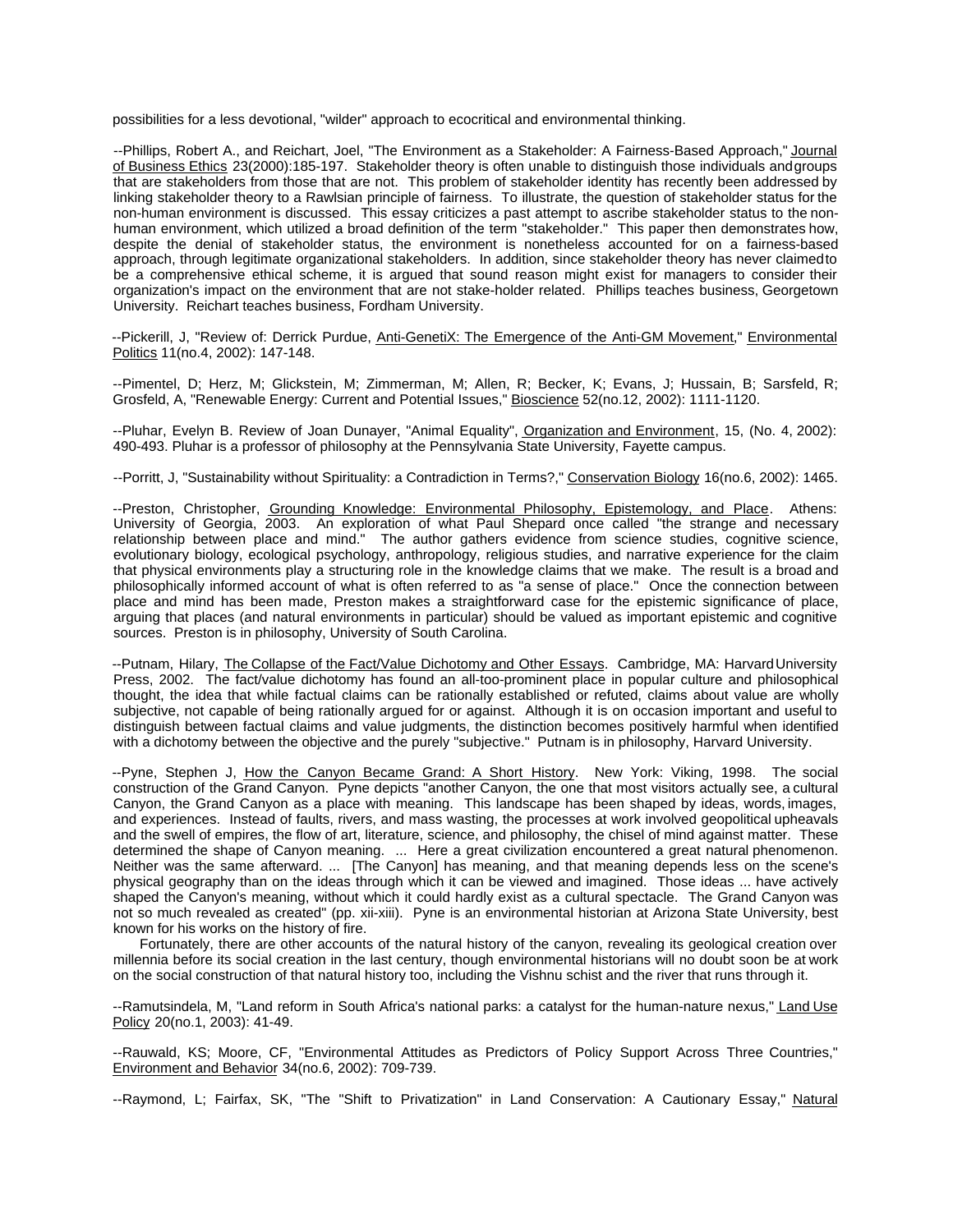possibilities for a less devotional, "wilder" approach to ecocritical and environmental thinking.

--Phillips, Robert A., and Reichart, Joel, "The Environment as a Stakeholder: A Fairness-Based Approach," Journal of Business Ethics 23(2000):185-197. Stakeholder theory is often unable to distinguish those individuals and groups that are stakeholders from those that are not. This problem of stakeholder identity has recently been addressed by linking stakeholder theory to a Rawlsian principle of fairness. To illustrate, the question of stakeholder status for the non-human environment is discussed. This essay criticizes a past attempt to ascribe stakeholder status to the non-human environment, which utilized a broad definition of the term "stakeholder." This paper then demonstrates how, despite the denial of stakeholder status, the environment is nonetheless accounted for on a fairness-based approach, through legitimate organizational stakeholders. In addition, since stakeholder theory has never claimed to be a comprehensive ethical scheme, it is argued that sound reason might exist for managers to consider their organization's impact on the environment that are not stake-holder related. Phillips teaches business, Georgetown University. Reichart teaches business, Fordham University.

--Pickerill, J, "Review of: Derrick Purdue, Anti-GenetiX: The Emergence of the Anti-GM Movement," Environmental Politics 11(no.4, 2002): 147-148.

--Pimentel, D; Herz, M; Glickstein, M; Zimmerman, M; Allen, R; Becker, K; Evans, J; Hussain, B; Sarsfeld, R; Grosfeld, A, "Renewable Energy: Current and Potential Issues," Bioscience 52(no.12, 2002): 1111-1120.

--Pluhar, Evelyn B. Review of Joan Dunayer, "Animal Equality", Organization and Environment, 15, (No. 4, 2002): 490-493. Pluhar is a professor of philosophy at the Pennsylvania State University, Fayette campus.

--Porritt, J, "Sustainability without Spirituality: a Contradiction in Terms?," Conservation Biology 16(no.6, 2002): 1465.

--Preston, Christopher, Grounding Knowledge: Environmental Philosophy, Epistemology, and Place. Athens: University of Georgia, 2003. An exploration of what Paul Shepard once called "the strange and necessary relationship between place and mind." The author gathers evidence from science studies, cognitive science, evolutionary biology, ecological psychology, anthropology, religious studies, and narrative experience for the claim that physical environments play a structuring role in the knowledge claims that we make. The result is a broad and philosophically informed account of what is often referred to as "a sense of place." Once the connection between place and mind has been made, Preston makes a straightforward case for the epistemic significance of place, arguing that places (and natural environments in particular) should be valued as important epistemic and cognitive sources. Preston is in philosophy, University of South Carolina.

--Putnam, Hilary, The Collapse of the Fact/Value Dichotomy and Other Essays. Cambridge, MA: Harvard University Press, 2002. The fact/value dichotomy has found an all-too-prominent place in popular culture and philosophical thought, the idea that while factual claims can be rationally established or refuted, claims about value are wholly subjective, not capable of being rationally argued for or against. Although it is on occasion important and useful to distinguish between factual claims and value judgments, the distinction becomes positively harmful when identified with a dichotomy between the objective and the purely "subjective." Putnam is in philosophy, Harvard University.

--Pyne, Stephen J, How the Canyon Became Grand: A Short History. New York: Viking, 1998. The social construction of the Grand Canyon. Pyne depicts "another Canyon, the one that most visitors actually see, a cultural Canyon, the Grand Canyon as a place with meaning. This landscape has been shaped by ideas, words, images, and experiences. Instead of faults, rivers, and mass wasting, the processes at work involved geopolitical upheavals and the swell of empires, the flow of art, literature, science, and philosophy, the chisel of mind against matter. These determined the shape of Canyon meaning. ... Here a great civilization encountered a great natural phenomenon. Neither was the same afterward. ... [The Canyon] has meaning, and that meaning depends less on the scene's physical geography than on the ideas through which it can be viewed and imagined. Those ideas ... have actively shaped the Canyon's meaning, without which it could hardly exist as a cultural spectacle. The Grand Canyon was not so much revealed as created" (pp. xii-xiii). Pyne is an environmental historian at Arizona State University, best known for his works on the history of fire.

Fortunately, there are other accounts of the natural history of the canyon, revealing its geological creation over millennia before its social creation in the last century, though environmental historians will no doubt soon be at work on the social construction of that natural history too, including the Vishnu schist and the river that runs through it.

--Ramutsindela, M, "Land reform in South Africa's national parks: a catalyst for the human-nature nexus," Land Use Policy 20(no.1, 2003): 41-49.

--Rauwald, KS; Moore, CF, "Environmental Attitudes as Predictors of Policy Support Across Three Countries," Environment and Behavior 34(no.6, 2002): 709-739.

--Raymond, L; Fairfax, SK, "The "Shift to Privatization" in Land Conservation: A Cautionary Essay," Natural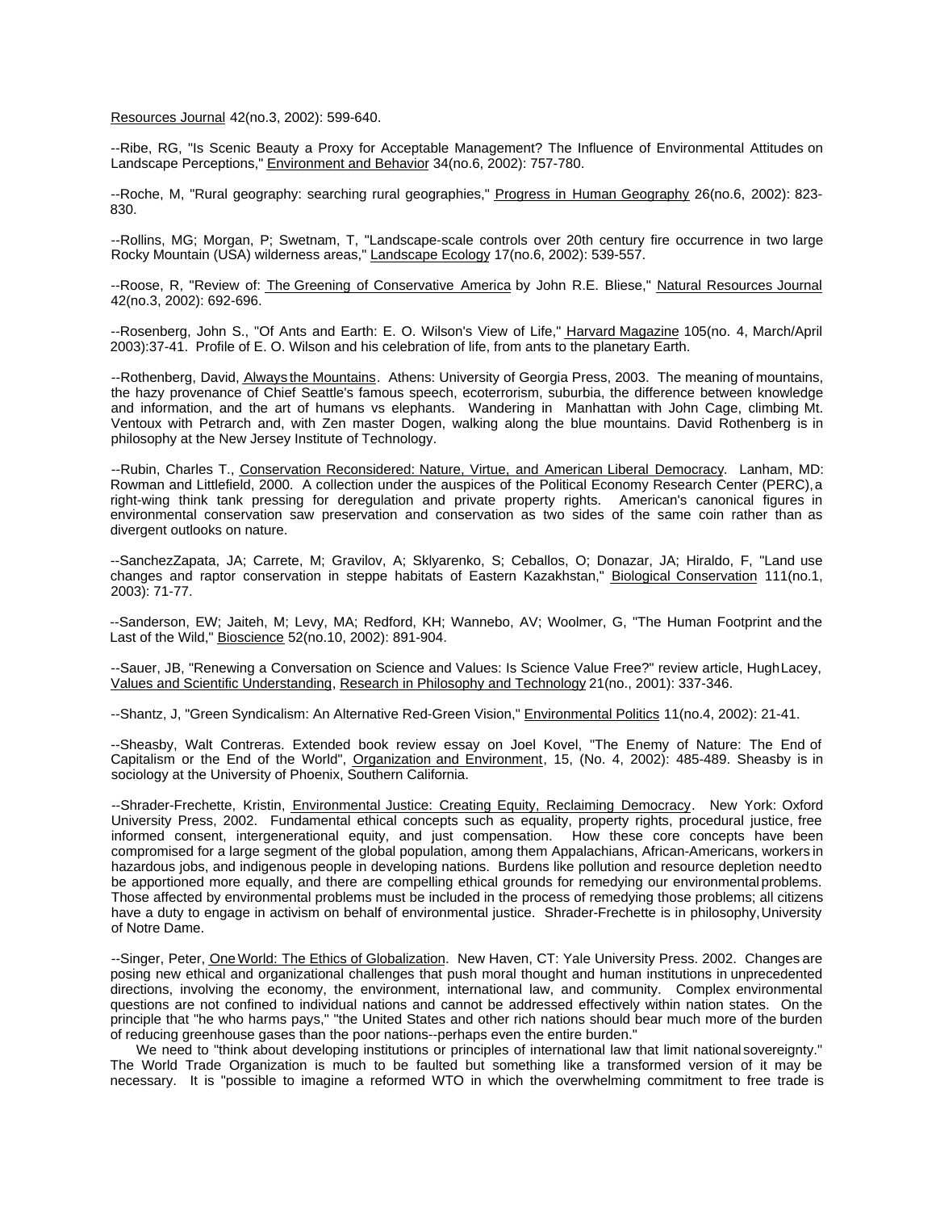Resources Journal 42(no.3, 2002): 599-640.

--Ribe, RG, "Is Scenic Beauty a Proxy for Acceptable Management? The Influence of Environmental Attitudes on Landscape Perceptions," Environment and Behavior 34(no.6, 2002): 757-780.

--Roche, M, "Rural geography: searching rural geographies," Progress in Human Geography 26(no.6, 2002): 823-830.

--Rollins, MG; Morgan, P; Swetnam, T, "Landscape-scale controls over 20th century fire occurrence in two large Rocky Mountain (USA) wilderness areas," Landscape Ecology 17(no.6, 2002): 539-557.

--Roose, R, "Review of: The Greening of Conservative America by John R.E. Bliese," Natural Resources Journal 42(no.3, 2002): 692-696.

--Rosenberg, John S., "Of Ants and Earth: E. O. Wilson's View of Life," Harvard Magazine 105(no. 4, March/April 2003):37-41. Profile of E. O. Wilson and his celebration of life, from ants to the planetary Earth.

--Rothenberg, David, Always the Mountains. Athens: University of Georgia Press, 2003. The meaning of mountains, the hazy provenance of Chief Seattle's famous speech, ecoterrorism, suburbia, the difference between knowledge and information, and the art of humans vs elephants. Wandering in Manhattan with John Cage, climbing Mt. Ventoux with Petrarch and, with Zen master Dogen, walking along the blue mountains. David Rothenberg is in philosophy at the New Jersey Institute of Technology.

--Rubin, Charles T., Conservation Reconsidered: Nature, Virtue, and American Liberal Democracy. Lanham, MD: Rowman and Littlefield, 2000. A collection under the auspices of the Political Economy Research Center (PERC), a right-wing think tank pressing for deregulation and private property rights. American's canonical figures in environmental conservation saw preservation and conservation as two sides of the same coin rather than as divergent outlooks on nature.

--SanchezZapata, JA; Carrete, M; Gravilov, A; Sklyarenko, S; Ceballos, O; Donazar, JA; Hiraldo, F, "Land use changes and raptor conservation in steppe habitats of Eastern Kazakhstan," Biological Conservation 111(no.1, 2003): 71-77.

--Sanderson, EW; Jaiteh, M; Levy, MA; Redford, KH; Wannebo, AV; Woolmer, G, "The Human Footprint and the Last of the Wild," Bioscience 52(no.10, 2002): 891-904.

--Sauer, JB, "Renewing a Conversation on Science and Values: Is Science Value Free?" review article, Hugh Lacey, Values and Scientific Understanding, Research in Philosophy and Technology 21(no., 2001): 337-346.

--Shantz, J, "Green Syndicalism: An Alternative Red-Green Vision," Environmental Politics 11(no.4, 2002): 21-41.

--Sheasby, Walt Contreras. Extended book review essay on Joel Kovel, "The Enemy of Nature: The End of Capitalism or the End of the World", Organization and Environment, 15, (No. 4, 2002): 485-489. Sheasby is in sociology at the University of Phoenix, Southern California.

--Shrader-Frechette, Kristin, Environmental Justice: Creating Equity, Reclaiming Democracy. New York: Oxford University Press, 2002. Fundamental ethical concepts such as equality, property rights, procedural justice, free informed consent, intergenerational equity, and just compensation. How these core concepts have been compromised for a large segment of the global population, among them Appalachians, African-Americans, workers in hazardous jobs, and indigenous people in developing nations. Burdens like pollution and resource depletion need to be apportioned more equally, and there are compelling ethical grounds for remedying our environmental problems. Those affected by environmental problems must be included in the process of remedying those problems; all citizens have a duty to engage in activism on behalf of environmental justice. Shrader-Frechette is in philosophy, University of Notre Dame.

--Singer, Peter, One World: The Ethics of Globalization. New Haven, CT: Yale University Press. 2002. Changes are posing new ethical and organizational challenges that push moral thought and human institutions in unprecedented directions, involving the economy, the environment, international law, and community. Complex environmental questions are not confined to individual nations and cannot be addressed effectively within nation states. On the principle that "he who harms pays," "the United States and other rich nations should bear much more of the burden of reducing greenhouse gases than the poor nations--perhaps even the entire burden."

We need to "think about developing institutions or principles of international law that limit national sovereignty." The World Trade Organization is much to be faulted but something like a transformed version of it may be necessary. It is "possible to imagine a reformed WTO in which the overwhelming commitment to free trade is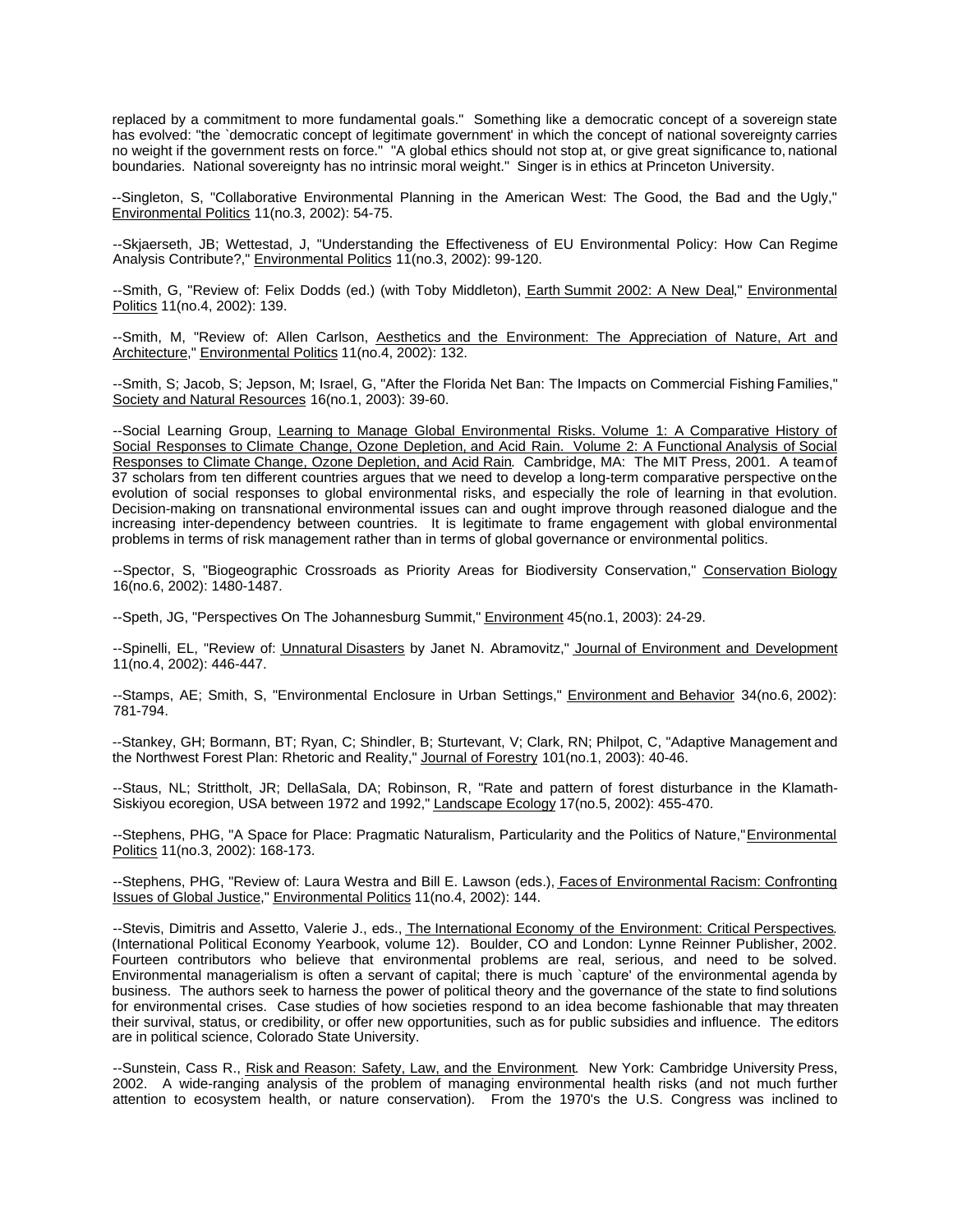replaced by a commitment to more fundamental goals." Something like a democratic concept of a sovereign state has evolved: "the `democratic concept of legitimate government' in which the concept of national sovereignty carries no weight if the government rests on force." "A global ethics should not stop at, or give great significance to, national boundaries. National sovereignty has no intrinsic moral weight." Singer is in ethics at Princeton University.

--Singleton, S, "Collaborative Environmental Planning in the American West: The Good, the Bad and the Ugly," Environmental Politics 11(no.3, 2002): 54-75.

--Skjaerseth, JB; Wettestad, J, "Understanding the Effectiveness of EU Environmental Policy: How Can Regime Analysis Contribute?," Environmental Politics 11(no.3, 2002): 99-120.

--Smith, G, "Review of: Felix Dodds (ed.) (with Toby Middleton), Earth Summit 2002: A New Deal," Environmental Politics 11(no.4, 2002): 139.

--Smith, M, "Review of: Allen Carlson, Aesthetics and the Environment: The Appreciation of Nature, Art and Architecture," Environmental Politics 11(no.4, 2002): 132.

--Smith, S; Jacob, S; Jepson, M; Israel, G, "After the Florida Net Ban: The Impacts on Commercial Fishing Families," Society and Natural Resources 16(no.1, 2003): 39-60.

--Social Learning Group, Learning to Manage Global Environmental Risks. Volume 1: A Comparative History of Social Responses to Climate Change, Ozone Depletion, and Acid Rain. Volume 2: A Functional Analysis of Social Responses to Climate Change, Ozone Depletion, and Acid Rain. Cambridge, MA: The MIT Press, 2001. A team of 37 scholars from ten different countries argues that we need to develop a long-term comparative perspective on the evolution of social responses to global environmental risks, and especially the role of learning in that evolution. Decision-making on transnational environmental issues can and ought improve through reasoned dialogue and the increasing inter-dependency between countries. It is legitimate to frame engagement with global environmental problems in terms of risk management rather than in terms of global governance or environmental politics.

--Spector, S, "Biogeographic Crossroads as Priority Areas for Biodiversity Conservation," Conservation Biology 16(no.6, 2002): 1480-1487.

--Speth, JG, "Perspectives On The Johannesburg Summit," Environment 45(no.1, 2003): 24-29.

--Spinelli, EL, "Review of: Unnatural Disasters by Janet N. Abramovitz," Journal of Environment and Development 11(no.4, 2002): 446-447.

--Stamps, AE; Smith, S, "Environmental Enclosure in Urban Settings," Environment and Behavior 34(no.6, 2002): 781-794.

--Stankey, GH; Bormann, BT; Ryan, C; Shindler, B; Sturtevant, V; Clark, RN; Philpot, C, "Adaptive Management and the Northwest Forest Plan: Rhetoric and Reality," Journal of Forestry 101(no.1, 2003): 40-46.

--Staus, NL; Strittholt, JR; DellaSala, DA; Robinson, R, "Rate and pattern of forest disturbance in the Klamath-Siskiyou ecoregion, USA between 1972 and 1992," Landscape Ecology 17(no.5, 2002): 455-470.

--Stephens, PHG, "A Space for Place: Pragmatic Naturalism, Particularity and the Politics of Nature," Environmental Politics 11(no.3, 2002): 168-173.

--Stephens, PHG, "Review of: Laura Westra and Bill E. Lawson (eds.), Faces of Environmental Racism: Confronting Issues of Global Justice," Environmental Politics 11(no.4, 2002): 144.

--Stevis, Dimitris and Assetto, Valerie J., eds., The International Economy of the Environment: Critical Perspectives. (International Political Economy Yearbook, volume 12). Boulder, CO and London: Lynne Reinner Publisher, 2002. Fourteen contributors who believe that environmental problems are real, serious, and need to be solved. Environmental managerialism is often a servant of capital; there is much `capture' of the environmental agenda by business. The authors seek to harness the power of political theory and the governance of the state to find solutions for environmental crises. Case studies of how societies respond to an idea become fashionable that may threaten their survival, status, or credibility, or offer new opportunities, such as for public subsidies and influence. The editors are in political science, Colorado State University.

--Sunstein, Cass R., Risk and Reason: Safety, Law, and the Environment. New York: Cambridge University Press, 2002. A wide-ranging analysis of the problem of managing environmental health risks (and not much further attention to ecosystem health, or nature conservation). From the 1970's the U.S. Congress was inclined to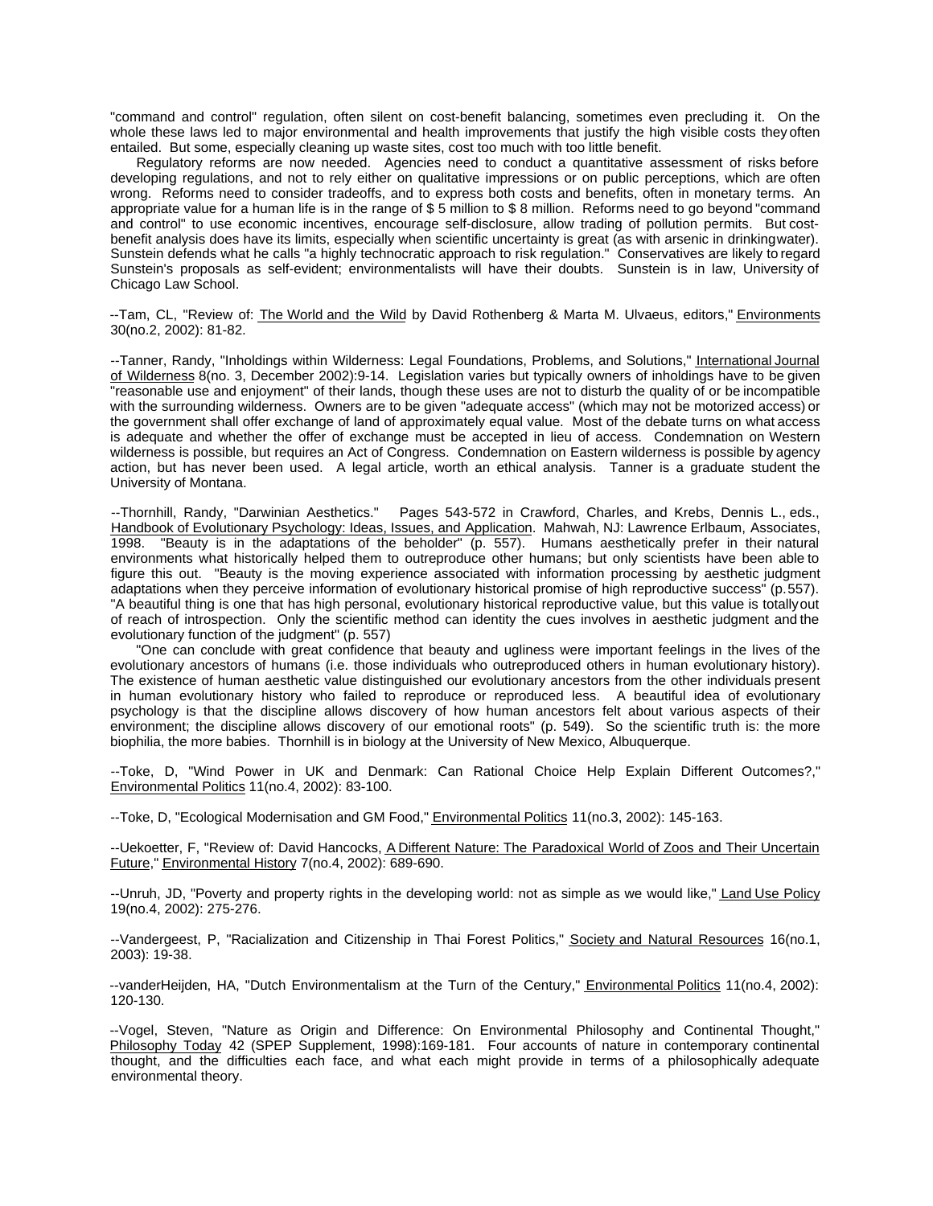"command and control" regulation, often silent on cost-benefit balancing, sometimes even precluding it. On the whole these laws led to major environmental and health improvements that justify the high visible costs they often entailed. But some, especially cleaning up waste sites, cost too much with too little benefit.

Regulatory reforms are now needed. Agencies need to conduct a quantitative assessment of risks before developing regulations, and not to rely either on qualitative impressions or on public perceptions, which are often wrong. Reforms need to consider tradeoffs, and to express both costs and benefits, often in monetary terms. An appropriate value for a human life is in the range of $ 5 million to $ 8 million. Reforms need to go beyond "command and control" to use economic incentives, encourage self-disclosure, allow trading of pollution permits. But cost-benefit analysis does have its limits, especially when scientific uncertainty is great (as with arsenic in drinking water). Sunstein defends what he calls "a highly technocratic approach to risk regulation." Conservatives are likely to regard Sunstein's proposals as self-evident; environmentalists will have their doubts. Sunstein is in law, University of Chicago Law School.

--Tam, CL, "Review of: The World and the Wild by David Rothenberg & Marta M. Ulvaeus, editors," Environments 30(no.2, 2002): 81-82.

--Tanner, Randy, "Inholdings within Wilderness: Legal Foundations, Problems, and Solutions," International Journal of Wilderness 8(no. 3, December 2002):9-14. Legislation varies but typically owners of inholdings have to be given "reasonable use and enjoyment" of their lands, though these uses are not to disturb the quality of or be incompatible with the surrounding wilderness. Owners are to be given "adequate access" (which may not be motorized access) or the government shall offer exchange of land of approximately equal value. Most of the debate turns on what access is adequate and whether the offer of exchange must be accepted in lieu of access. Condemnation on Western wilderness is possible, but requires an Act of Congress. Condemnation on Eastern wilderness is possible by agency action, but has never been used. A legal article, worth an ethical analysis. Tanner is a graduate student the University of Montana.

--Thornhill, Randy, "Darwinian Aesthetics." Pages 543-572 in Crawford, Charles, and Krebs, Dennis L., eds., Handbook of Evolutionary Psychology: Ideas, Issues, and Application. Mahwah, NJ: Lawrence Erlbaum, Associates, 1998. "Beauty is in the adaptations of the beholder" (p. 557). Humans aesthetically prefer in their natural environments what historically helped them to outreproduce other humans; but only scientists have been able to figure this out. "Beauty is the moving experience associated with information processing by aesthetic judgment adaptations when they perceive information of evolutionary historical promise of high reproductive success" (p.557). "A beautiful thing is one that has high personal, evolutionary historical reproductive value, but this value is totally out of reach of introspection. Only the scientific method can identity the cues involves in aesthetic judgment and the evolutionary function of the judgment" (p. 557)

"One can conclude with great confidence that beauty and ugliness were important feelings in the lives of the evolutionary ancestors of humans (i.e. those individuals who outreproduced others in human evolutionary history). The existence of human aesthetic value distinguished our evolutionary ancestors from the other individuals present in human evolutionary history who failed to reproduce or reproduced less. A beautiful idea of evolutionary psychology is that the discipline allows discovery of how human ancestors felt about various aspects of their environment; the discipline allows discovery of our emotional roots" (p. 549). So the scientific truth is: the more biophilia, the more babies. Thornhill is in biology at the University of New Mexico, Albuquerque.

--Toke, D, "Wind Power in UK and Denmark: Can Rational Choice Help Explain Different Outcomes?," Environmental Politics 11(no.4, 2002): 83-100.

--Toke, D, "Ecological Modernisation and GM Food," Environmental Politics 11(no.3, 2002): 145-163.

--Uekoetter, F, "Review of: David Hancocks, A Different Nature: The Paradoxical World of Zoos and Their Uncertain Future," Environmental History 7(no.4, 2002): 689-690.

--Unruh, JD, "Poverty and property rights in the developing world: not as simple as we would like," Land Use Policy 19(no.4, 2002): 275-276.

--Vandergeest, P, "Racialization and Citizenship in Thai Forest Politics," Society and Natural Resources 16(no.1, 2003): 19-38.

--vanderHeijden, HA, "Dutch Environmentalism at the Turn of the Century," Environmental Politics 11(no.4, 2002): 120-130.

--Vogel, Steven, "Nature as Origin and Difference: On Environmental Philosophy and Continental Thought," Philosophy Today 42 (SPEP Supplement, 1998):169-181. Four accounts of nature in contemporary continental thought, and the difficulties each face, and what each might provide in terms of a philosophically adequate environmental theory.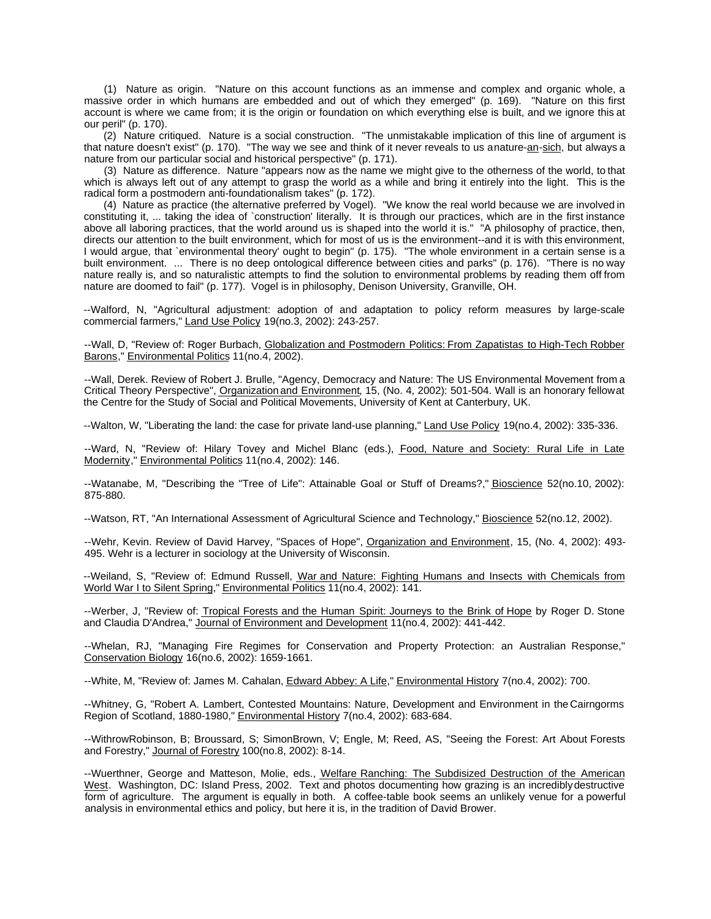(1) Nature as origin. "Nature on this account functions as an immense and complex and organic whole, a massive order in which humans are embedded and out of which they emerged" (p. 169). "Nature on this first account is where we came from; it is the origin or foundation on which everything else is built, and we ignore this at our peril" (p. 170).

(2) Nature critiqued. Nature is a social construction. "The unmistakable implication of this line of argument is that nature doesn't exist" (p. 170). "The way we see and think of it never reveals to us a nature-an-sich, but always a nature from our particular social and historical perspective" (p. 171).

(3) Nature as difference. Nature "appears now as the name we might give to the otherness of the world, to that which is always left out of any attempt to grasp the world as a while and bring it entirely into the light. This is the radical form a postmodern anti-foundationalism takes" (p. 172).

(4) Nature as practice (the alternative preferred by Vogel). "We know the real world because we are involved in constituting it, ... taking the idea of `construction' literally. It is through our practices, which are in the first instance above all laboring practices, that the world around us is shaped into the world it is." "A philosophy of practice, then, directs our attention to the built environment, which for most of us is the environment--and it is with this environment, I would argue, that `environmental theory' ought to begin" (p. 175). "The whole environment in a certain sense is a built environment. ... There is no deep ontological difference between cities and parks" (p. 176). "There is no way nature really is, and so naturalistic attempts to find the solution to environmental problems by reading them off from nature are doomed to fail" (p. 177). Vogel is in philosophy, Denison University, Granville, OH.

--Walford, N, "Agricultural adjustment: adoption of and adaptation to policy reform measures by large-scale commercial farmers," Land Use Policy 19(no.3, 2002): 243-257.

--Wall, D, "Review of: Roger Burbach, Globalization and Postmodern Politics: From Zapatistas to High-Tech Robber Barons," Environmental Politics 11(no.4, 2002).

--Wall, Derek. Review of Robert J. Brulle, "Agency, Democracy and Nature: The US Environmental Movement from a Critical Theory Perspective", Organization and Environment, 15, (No. 4, 2002): 501-504. Wall is an honorary fellow at the Centre for the Study of Social and Political Movements, University of Kent at Canterbury, UK.

--Walton, W, "Liberating the land: the case for private land-use planning," Land Use Policy 19(no.4, 2002): 335-336.

--Ward, N, "Review of: Hilary Tovey and Michel Blanc (eds.), Food, Nature and Society: Rural Life in Late Modernity," Environmental Politics 11(no.4, 2002): 146.

--Watanabe, M, "Describing the "Tree of Life": Attainable Goal or Stuff of Dreams?," Bioscience 52(no.10, 2002): 875-880.

--Watson, RT, "An International Assessment of Agricultural Science and Technology," Bioscience 52(no.12, 2002).

--Wehr, Kevin. Review of David Harvey, "Spaces of Hope", Organization and Environment, 15, (No. 4, 2002): 493-495. Wehr is a lecturer in sociology at the University of Wisconsin.

--Weiland, S, "Review of: Edmund Russell, War and Nature: Fighting Humans and Insects with Chemicals from World War I to Silent Spring," Environmental Politics 11(no.4, 2002): 141.

--Werber, J, "Review of: Tropical Forests and the Human Spirit: Journeys to the Brink of Hope by Roger D. Stone and Claudia D'Andrea," Journal of Environment and Development 11(no.4, 2002): 441-442.

--Whelan, RJ, "Managing Fire Regimes for Conservation and Property Protection: an Australian Response," Conservation Biology 16(no.6, 2002): 1659-1661.

--White, M, "Review of: James M. Cahalan, Edward Abbey: A Life," Environmental History 7(no.4, 2002): 700.

--Whitney, G, "Robert A. Lambert, Contested Mountains: Nature, Development and Environment in the Cairngorms Region of Scotland, 1880-1980," Environmental History 7(no.4, 2002): 683-684.

--WithrowRobinson, B; Broussard, S; SimonBrown, V; Engle, M; Reed, AS, "Seeing the Forest: Art About Forests and Forestry," Journal of Forestry 100(no.8, 2002): 8-14.

--Wuerthner, George and Matteson, Molie, eds., Welfare Ranching: The Subdisized Destruction of the American West. Washington, DC: Island Press, 2002. Text and photos documenting how grazing is an incredibly destructive form of agriculture. The argument is equally in both. A coffee-table book seems an unlikely venue for a powerful analysis in environmental ethics and policy, but here it is, in the tradition of David Brower.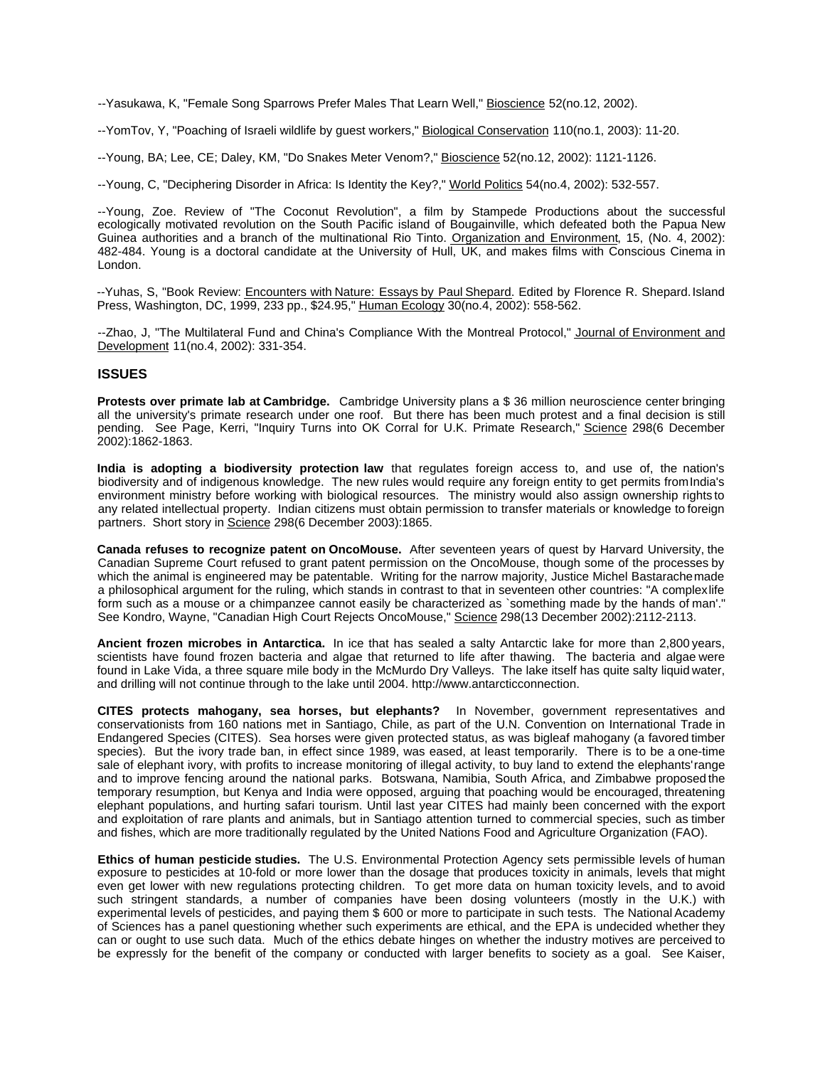--Yasukawa, K, "Female Song Sparrows Prefer Males That Learn Well," Bioscience 52(no.12, 2002).

--YomTov, Y, "Poaching of Israeli wildlife by guest workers," Biological Conservation 110(no.1, 2003): 11-20.

--Young, BA; Lee, CE; Daley, KM, "Do Snakes Meter Venom?," Bioscience 52(no.12, 2002): 1121-1126.

--Young, C, "Deciphering Disorder in Africa: Is Identity the Key?," World Politics 54(no.4, 2002): 532-557.

--Young, Zoe. Review of "The Coconut Revolution", a film by Stampede Productions about the successful ecologically motivated revolution on the South Pacific island of Bougainville, which defeated both the Papua New Guinea authorities and a branch of the multinational Rio Tinto. Organization and Environment, 15, (No. 4, 2002): 482-484. Young is a doctoral candidate at the University of Hull, UK, and makes films with Conscious Cinema in London.

--Yuhas, S, "Book Review: Encounters with Nature: Essays by Paul Shepard. Edited by Florence R. Shepard. Island Press, Washington, DC, 1999, 233 pp., $24.95," Human Ecology 30(no.4, 2002): 558-562.

--Zhao, J, "The Multilateral Fund and China's Compliance With the Montreal Protocol," Journal of Environment and Development 11(no.4, 2002): 331-354.

## ISSUES

**Protests over primate lab at Cambridge.** Cambridge University plans a $ 36 million neuroscience center bringing all the university's primate research under one roof. But there has been much protest and a final decision is still pending. See Page, Kerri, "Inquiry Turns into OK Corral for U.K. Primate Research," Science 298(6 December 2002):1862-1863.

**India is adopting a biodiversity protection law** that regulates foreign access to, and use of, the nation's biodiversity and of indigenous knowledge. The new rules would require any foreign entity to get permits from India's environment ministry before working with biological resources. The ministry would also assign ownership rights to any related intellectual property. Indian citizens must obtain permission to transfer materials or knowledge to foreign partners. Short story in Science 298(6 December 2003):1865.

**Canada refuses to recognize patent on OncoMouse.** After seventeen years of quest by Harvard University, the Canadian Supreme Court refused to grant patent permission on the OncoMouse, though some of the processes by which the animal is engineered may be patentable. Writing for the narrow majority, Justice Michel Bastarache made a philosophical argument for the ruling, which stands in contrast to that in seventeen other countries: "A complex life form such as a mouse or a chimpanzee cannot easily be characterized as `something made by the hands of man'." See Kondro, Wayne, "Canadian High Court Rejects OncoMouse," Science 298(13 December 2002):2112-2113.

**Ancient frozen microbes in Antarctica.** In ice that has sealed a salty Antarctic lake for more than 2,800 years, scientists have found frozen bacteria and algae that returned to life after thawing. The bacteria and algae were found in Lake Vida, a three square mile body in the McMurdo Dry Valleys. The lake itself has quite salty liquid water, and drilling will not continue through to the lake until 2004. http://www.antarcticconnection.

**CITES protects mahogany, sea horses, but elephants?** In November, government representatives and conservationists from 160 nations met in Santiago, Chile, as part of the U.N. Convention on International Trade in Endangered Species (CITES). Sea horses were given protected status, as was bigleaf mahogany (a favored timber species). But the ivory trade ban, in effect since 1989, was eased, at least temporarily. There is to be a one-time sale of elephant ivory, with profits to increase monitoring of illegal activity, to buy land to extend the elephants' range and to improve fencing around the national parks. Botswana, Namibia, South Africa, and Zimbabwe proposed the temporary resumption, but Kenya and India were opposed, arguing that poaching would be encouraged, threatening elephant populations, and hurting safari tourism. Until last year CITES had mainly been concerned with the export and exploitation of rare plants and animals, but in Santiago attention turned to commercial species, such as timber and fishes, which are more traditionally regulated by the United Nations Food and Agriculture Organization (FAO).

**Ethics of human pesticide studies.** The U.S. Environmental Protection Agency sets permissible levels of human exposure to pesticides at 10-fold or more lower than the dosage that produces toxicity in animals, levels that might even get lower with new regulations protecting children. To get more data on human toxicity levels, and to avoid such stringent standards, a number of companies have been dosing volunteers (mostly in the U.K.) with experimental levels of pesticides, and paying them $ 600 or more to participate in such tests. The National Academy of Sciences has a panel questioning whether such experiments are ethical, and the EPA is undecided whether they can or ought to use such data. Much of the ethics debate hinges on whether the industry motives are perceived to be expressly for the benefit of the company or conducted with larger benefits to society as a goal. See Kaiser,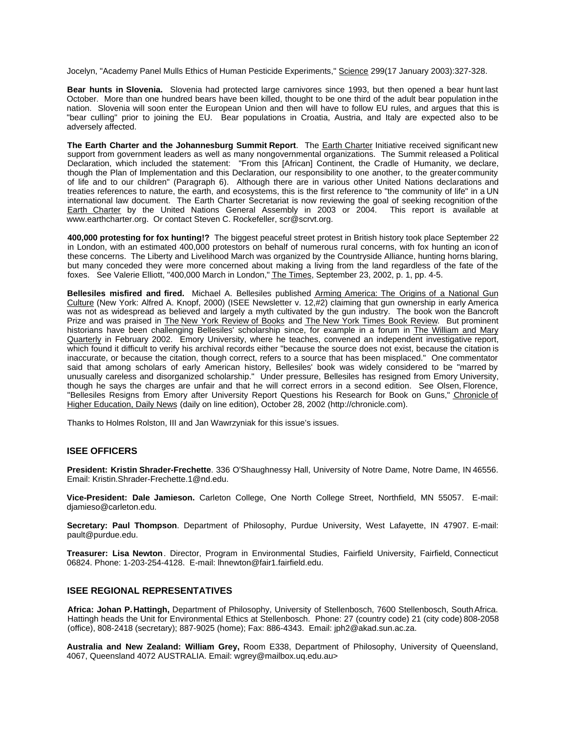Jocelyn, "Academy Panel Mulls Ethics of Human Pesticide Experiments," Science 299(17 January 2003):327-328.

**Bear hunts in Slovenia.** Slovenia had protected large carnivores since 1993, but then opened a bear hunt last October. More than one hundred bears have been killed, thought to be one third of the adult bear population in the nation. Slovenia will soon enter the European Union and then will have to follow EU rules, and argues that this is "bear culling" prior to joining the EU. Bear populations in Croatia, Austria, and Italy are expected also to be adversely affected.

**The Earth Charter and the Johannesburg Summit Report**. The Earth Charter Initiative received significant new support from government leaders as well as many nongovernmental organizations. The Summit released a Political Declaration, which included the statement: "From this [African] Continent, the Cradle of Humanity, we declare, though the Plan of Implementation and this Declaration, our responsibility to one another, to the greater community of life and to our children" (Paragraph 6). Although there are in various other United Nations declarations and treaties references to nature, the earth, and ecosystems, this is the first reference to "the community of life" in a UN international law document. The Earth Charter Secretariat is now reviewing the goal of seeking recognition of the Earth Charter by the United Nations General Assembly in 2003 or 2004. This report is available at www.earthcharter.org. Or contact Steven C. Rockefeller, scr@scrvt.org.

**400,000 protesting for fox hunting!?** The biggest peaceful street protest in British history took place September 22 in London, with an estimated 400,000 protestors on behalf of numerous rural concerns, with fox hunting an icon of these concerns. The Liberty and Livelihood March was organized by the Countryside Alliance, hunting horns blaring, but many conceded they were more concerned about making a living from the land regardless of the fate of the foxes. See Valerie Elliott, "400,000 March in London," The Times, September 23, 2002, p. 1, pp. 4-5.

**Bellesiles misfired and fired.** Michael A. Bellesiles published Arming America: The Origins of a National Gun Culture (New York: Alfred A. Knopf, 2000) (ISEE Newsletter v. 12,#2) claiming that gun ownership in early America was not as widespread as believed and largely a myth cultivated by the gun industry. The book won the Bancroft Prize and was praised in The New York Review of Books and The New York Times Book Review. But prominent historians have been challenging Bellesiles' scholarship since, for example in a forum in The William and Mary Quarterly in February 2002. Emory University, where he teaches, convened an independent investigative report, which found it difficult to verify his archival records either "because the source does not exist, because the citation is inaccurate, or because the citation, though correct, refers to a source that has been misplaced." One commentator said that among scholars of early American history, Bellesiles' book was widely considered to be "marred by unusually careless and disorganized scholarship." Under pressure, Bellesiles has resigned from Emory University, though he says the charges are unfair and that he will correct errors in a second edition. See Olsen, Florence, "Bellesiles Resigns from Emory after University Report Questions his Research for Book on Guns," Chronicle of Higher Education, Daily News (daily on line edition), October 28, 2002 (http://chronicle.com).

Thanks to Holmes Rolston, III and Jan Wawrzyniak for this issue's issues.

## ISEE OFFICERS

**President: Kristin Shrader-Frechette**. 336 O'Shaughnessy Hall, University of Notre Dame, Notre Dame, IN 46556. Email: Kristin.Shrader-Frechette.1@nd.edu.

**Vice-President: Dale Jamieson.** Carleton College, One North College Street, Northfield, MN 55057. E-mail: djamieso@carleton.edu.

**Secretary: Paul Thompson**. Department of Philosophy, Purdue University, West Lafayette, IN 47907. E-mail: pault@purdue.edu.

**Treasurer: Lisa Newton**. Director, Program in Environmental Studies, Fairfield University, Fairfield, Connecticut 06824. Phone: 1-203-254-4128. E-mail: lhnewton@fair1.fairfield.edu.

## ISEE REGIONAL REPRESENTATIVES

**Africa: Johan P. Hattingh,** Department of Philosophy, University of Stellenbosch, 7600 Stellenbosch, South Africa. Hattingh heads the Unit for Environmental Ethics at Stellenbosch. Phone: 27 (country code) 21 (city code) 808-2058 (office), 808-2418 (secretary); 887-9025 (home); Fax: 886-4343. Email: jph2@akad.sun.ac.za.

**Australia and New Zealand: William Grey,** Room E338, Department of Philosophy, University of Queensland, 4067, Queensland 4072 AUSTRALIA. Email: wgrey@mailbox.uq.edu.au>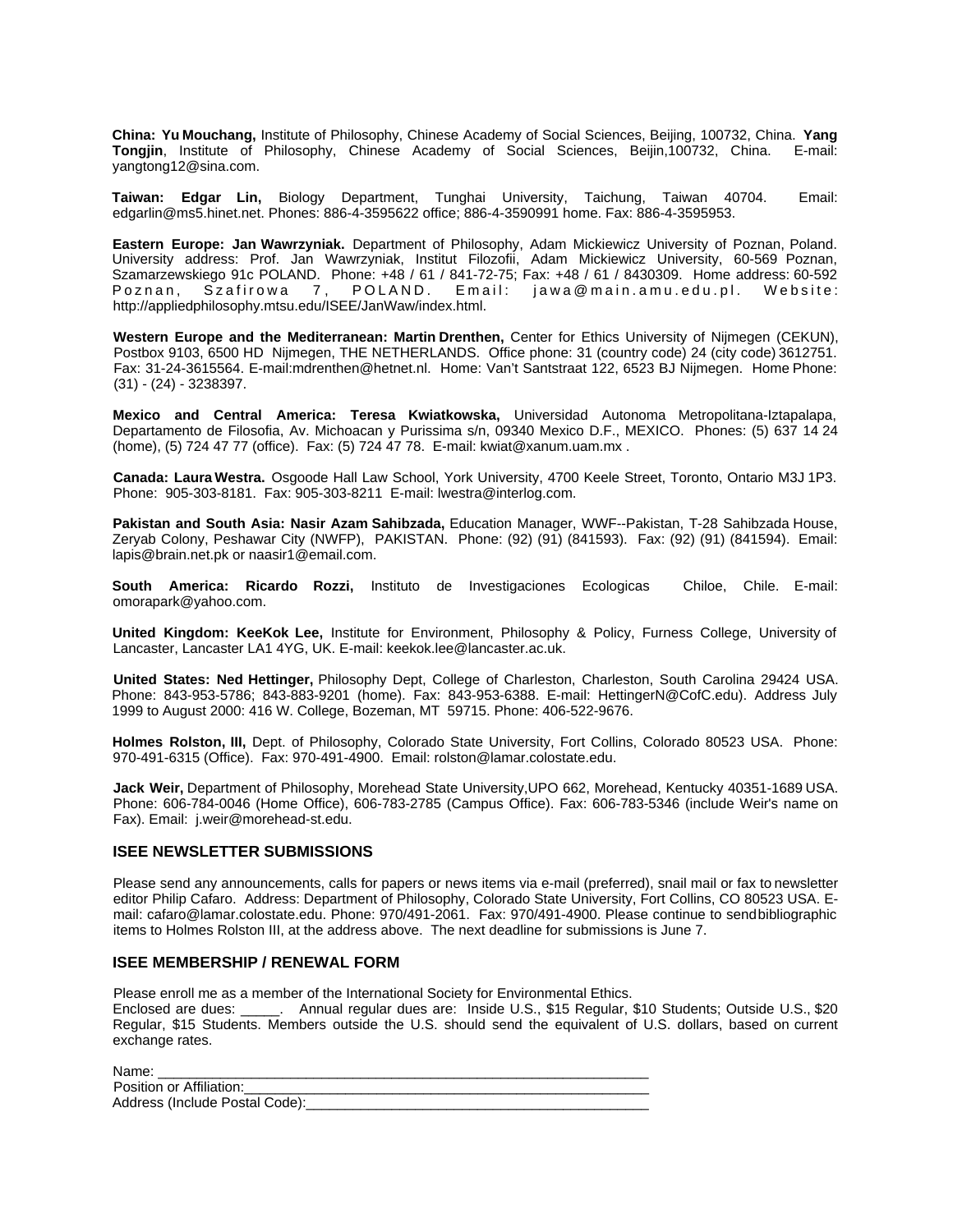**China: Yu Mouchang,** Institute of Philosophy, Chinese Academy of Social Sciences, Beijing, 100732, China. **Yang Tongjin**, Institute of Philosophy, Chinese Academy of Social Sciences, Beijin,100732, China. E-mail: yangtong12@sina.com.

**Taiwan: Edgar Lin,** Biology Department, Tunghai University, Taichung, Taiwan 40704. Email: edgarlin@ms5.hinet.net. Phones: 886-4-3595622 office; 886-4-3590991 home. Fax: 886-4-3595953.

**Eastern Europe: Jan Wawrzyniak.** Department of Philosophy, Adam Mickiewicz University of Poznan, Poland. University address: Prof. Jan Wawrzyniak, Institut Filozofii, Adam Mickiewicz University, 60-569 Poznan, Szamarzewskiego 91c POLAND. Phone: +48 / 61 / 841-72-75; Fax: +48 / 61 / 8430309. Home address: 60-592 Poznan, Szafirowa 7, POLAND. Email: jawa@main.amu.edu.pl. Website: http://appliedphilosophy.mtsu.edu/ISEE/JanWaw/index.html.

**Western Europe and the Mediterranean: Martin Drenthen,** Center for Ethics University of Nijmegen (CEKUN), Postbox 9103, 6500 HD Nijmegen, THE NETHERLANDS. Office phone: 31 (country code) 24 (city code) 3612751. Fax: 31-24-3615564. E-mail:mdrenthen@hetnet.nl. Home: Van't Santstraat 122, 6523 BJ Nijmegen. Home Phone: (31) - (24) - 3238397.

**Mexico and Central America: Teresa Kwiatkowska,** Universidad Autonoma Metropolitana-Iztapalapa, Departamento de Filosofia, Av. Michoacan y Purissima s/n, 09340 Mexico D.F., MEXICO. Phones: (5) 637 14 24 (home), (5) 724 47 77 (office). Fax: (5) 724 47 78. E-mail: kwiat@xanum.uam.mx .

**Canada: Laura Westra.** Osgoode Hall Law School, York University, 4700 Keele Street, Toronto, Ontario M3J 1P3. Phone: 905-303-8181. Fax: 905-303-8211 E-mail: lwestra@interlog.com.

**Pakistan and South Asia: Nasir Azam Sahibzada,** Education Manager, WWF--Pakistan, T-28 Sahibzada House, Zeryab Colony, Peshawar City (NWFP), PAKISTAN. Phone: (92) (91) (841593). Fax: (92) (91) (841594). Email: lapis@brain.net.pk or naasir1@email.com.

**South America: Ricardo Rozzi,** Instituto de Investigaciones Ecologicas Chiloe, Chile. E-mail: omorapark@yahoo.com.

**United Kingdom: KeeKok Lee,** Institute for Environment, Philosophy & Policy, Furness College, University of Lancaster, Lancaster LA1 4YG, UK. E-mail: keekok.lee@lancaster.ac.uk.

**United States: Ned Hettinger,** Philosophy Dept, College of Charleston, Charleston, South Carolina 29424 USA. Phone: 843-953-5786; 843-883-9201 (home). Fax: 843-953-6388. E-mail: HettingerN@CofC.edu). Address July 1999 to August 2000: 416 W. College, Bozeman, MT 59715. Phone: 406-522-9676.

**Holmes Rolston, III,** Dept. of Philosophy, Colorado State University, Fort Collins, Colorado 80523 USA. Phone: 970-491-6315 (Office). Fax: 970-491-4900. Email: rolston@lamar.colostate.edu.

**Jack Weir,** Department of Philosophy, Morehead State University,UPO 662, Morehead, Kentucky 40351-1689 USA. Phone: 606-784-0046 (Home Office), 606-783-2785 (Campus Office). Fax: 606-783-5346 (include Weir's name on Fax). Email: j.weir@morehead-st.edu.

## ISEE NEWSLETTER SUBMISSIONS

Please send any announcements, calls for papers or news items via e-mail (preferred), snail mail or fax to newsletter editor Philip Cafaro. Address: Department of Philosophy, Colorado State University, Fort Collins, CO 80523 USA. E-mail: cafaro@lamar.colostate.edu. Phone: 970/491-2061. Fax: 970/491-4900. Please continue to send bibliographic items to Holmes Rolston III, at the address above. The next deadline for submissions is June 7.

## ISEE MEMBERSHIP / RENEWAL FORM

Please enroll me as a member of the International Society for Environmental Ethics.
Enclosed are dues: _____. Annual regular dues are: Inside U.S., $15 Regular, $10 Students; Outside U.S., $20 Regular, $15 Students. Members outside the U.S. should send the equivalent of U.S. dollars, based on current exchange rates.

Name: ________________________________________________________________
Position or Affiliation:_______________________________________________________
Address (Include Postal Code):_______________________________________________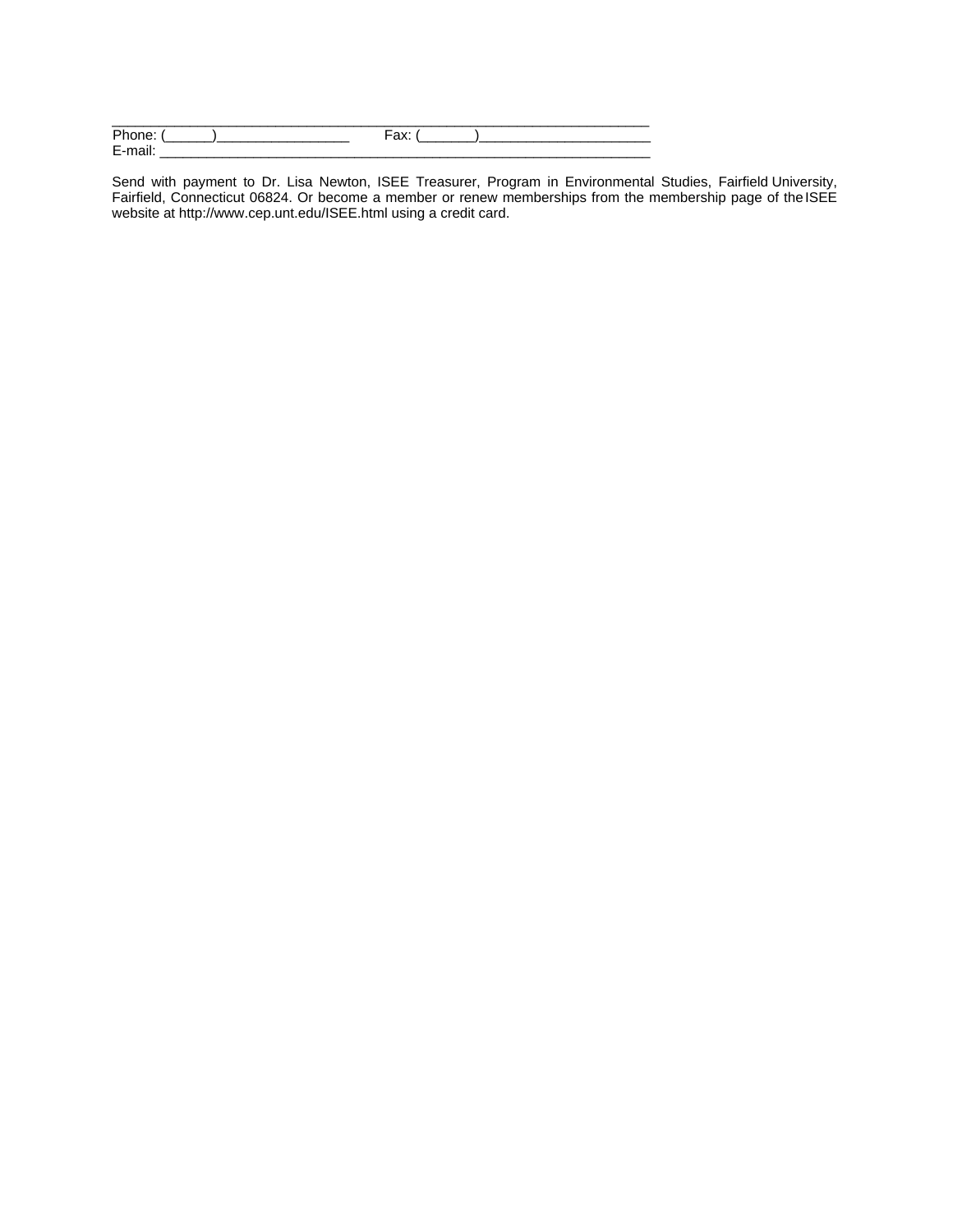______________________________________________________________________

Phone: (______)_________________ Fax: (_______)______________________

E-mail: ______________________________________________________________

Send with payment to Dr. Lisa Newton, ISEE Treasurer, Program in Environmental Studies, Fairfield University, Fairfield, Connecticut 06824. Or become a member or renew memberships from the membership page of the ISEE website at http://www.cep.unt.edu/ISEE.html using a credit card.